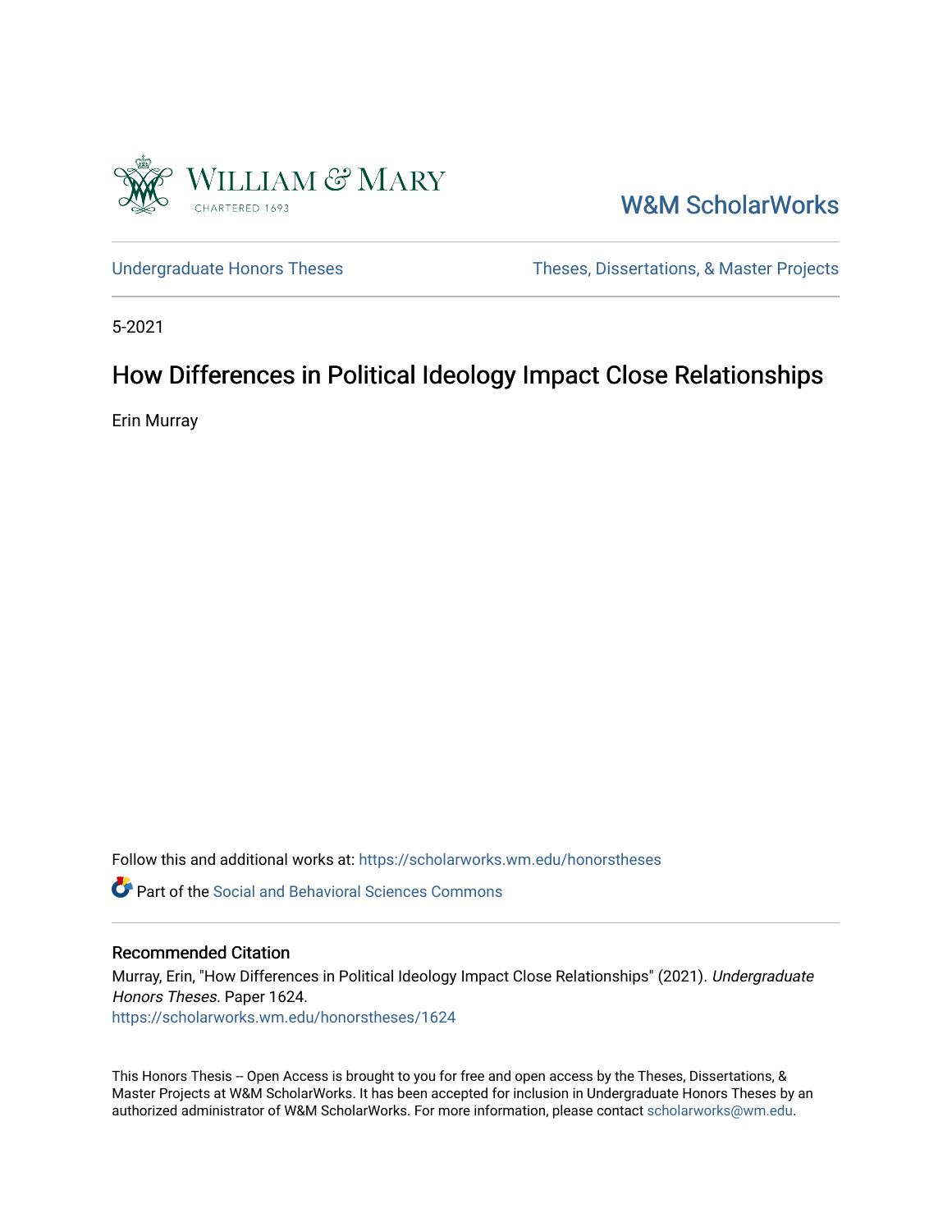William & Mary
CHARTERED 1693

W&M ScholarWorks

Undergraduate Honors Theses

Theses, Dissertations, & Master Projects

5-2021

# How Differences in Political Ideology Impact Close Relationships

Erin Murray

Follow this and additional works at: https://scholarworks.wm.edu/honorstheses

Part of the Social and Behavioral Sciences Commons

## Recommended Citation

Murray, Erin, "How Differences in Political Ideology Impact Close Relationships" (2021). *Undergraduate Honors Theses.* Paper 1624.
https://scholarworks.wm.edu/honorstheses/1624

This Honors Thesis -- Open Access is brought to you for free and open access by the Theses, Dissertations, & Master Projects at W&M ScholarWorks. It has been accepted for inclusion in Undergraduate Honors Theses by an authorized administrator of W&M ScholarWorks. For more information, please contact scholarworks@wm.edu.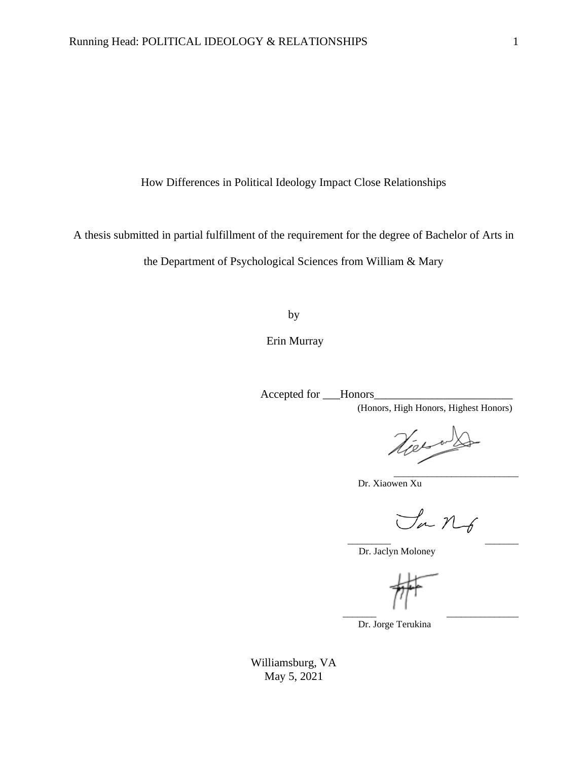How Differences in Political Ideology Impact Close Relationships

A thesis submitted in partial fulfillment of the requirement for the degree of Bachelor of Arts in the Department of Psychological Sciences from William & Mary

by

Erin Murray

Accepted for ___Honors________________________
(Honors, High Honors, Highest Honors)

________________________
Dr. Xiaowen Xu

________________________
Dr. Jaclyn Moloney

________________________
Dr. Jorge Terukina

Williamsburg, VA
May 5, 2021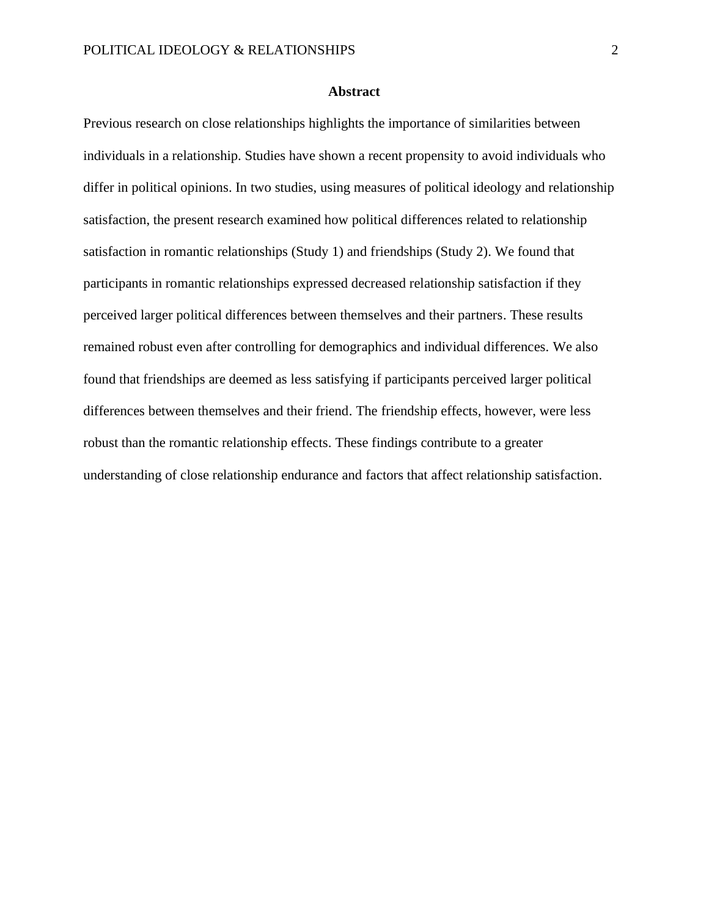# Abstract

Previous research on close relationships highlights the importance of similarities between individuals in a relationship. Studies have shown a recent propensity to avoid individuals who differ in political opinions. In two studies, using measures of political ideology and relationship satisfaction, the present research examined how political differences related to relationship satisfaction in romantic relationships (Study 1) and friendships (Study 2). We found that participants in romantic relationships expressed decreased relationship satisfaction if they perceived larger political differences between themselves and their partners. These results remained robust even after controlling for demographics and individual differences. We also found that friendships are deemed as less satisfying if participants perceived larger political differences between themselves and their friend. The friendship effects, however, were less robust than the romantic relationship effects. These findings contribute to a greater understanding of close relationship endurance and factors that affect relationship satisfaction.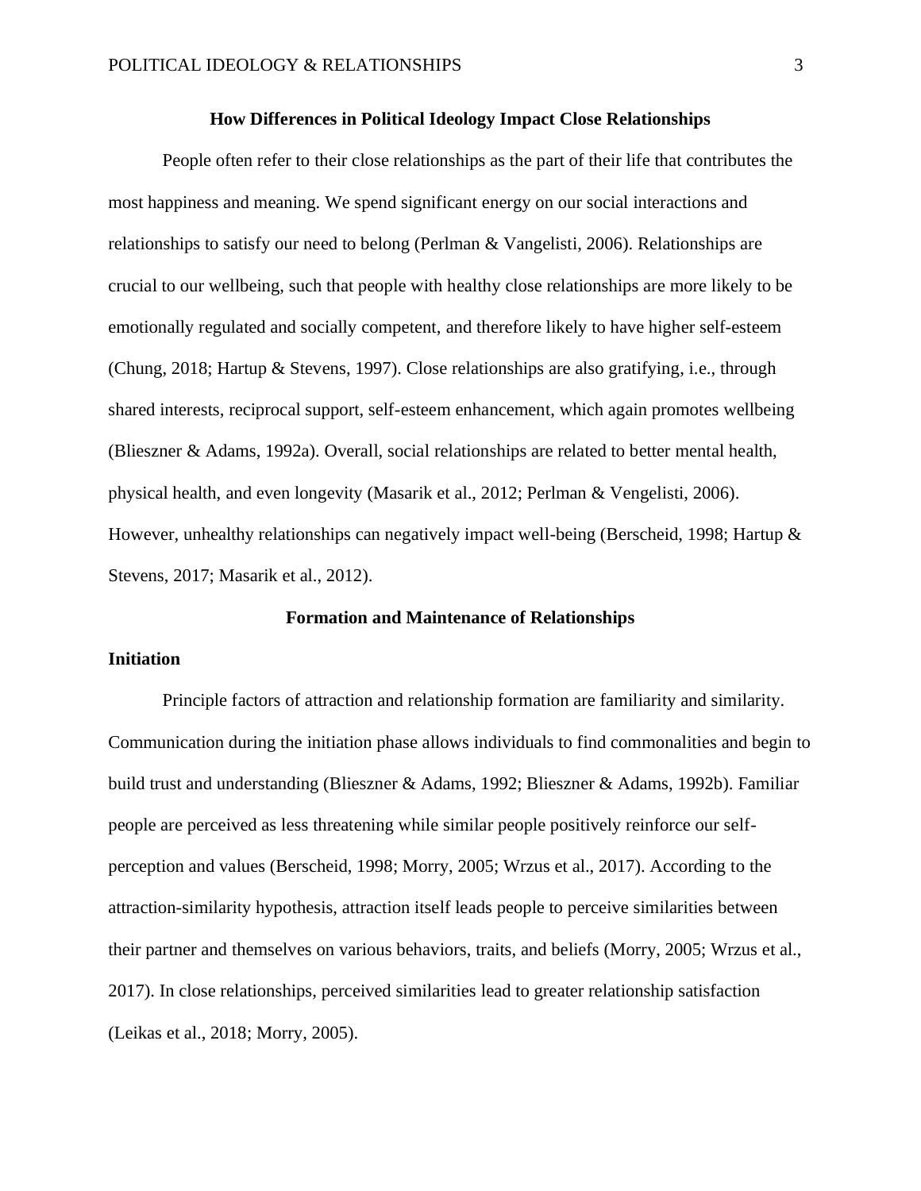# How Differences in Political Ideology Impact Close Relationships

People often refer to their close relationships as the part of their life that contributes the most happiness and meaning. We spend significant energy on our social interactions and relationships to satisfy our need to belong (Perlman & Vangelisti, 2006). Relationships are crucial to our wellbeing, such that people with healthy close relationships are more likely to be emotionally regulated and socially competent, and therefore likely to have higher self-esteem (Chung, 2018; Hartup & Stevens, 1997). Close relationships are also gratifying, i.e., through shared interests, reciprocal support, self-esteem enhancement, which again promotes wellbeing (Blieszner & Adams, 1992a). Overall, social relationships are related to better mental health, physical health, and even longevity (Masarik et al., 2012; Perlman & Vengelisti, 2006). However, unhealthy relationships can negatively impact well-being (Berscheid, 1998; Hartup & Stevens, 2017; Masarik et al., 2012).

## Formation and Maintenance of Relationships

### Initiation

Principle factors of attraction and relationship formation are familiarity and similarity. Communication during the initiation phase allows individuals to find commonalities and begin to build trust and understanding (Blieszner & Adams, 1992; Blieszner & Adams, 1992b). Familiar people are perceived as less threatening while similar people positively reinforce our self-perception and values (Berscheid, 1998; Morry, 2005; Wrzus et al., 2017). According to the attraction-similarity hypothesis, attraction itself leads people to perceive similarities between their partner and themselves on various behaviors, traits, and beliefs (Morry, 2005; Wrzus et al., 2017). In close relationships, perceived similarities lead to greater relationship satisfaction (Leikas et al., 2018; Morry, 2005).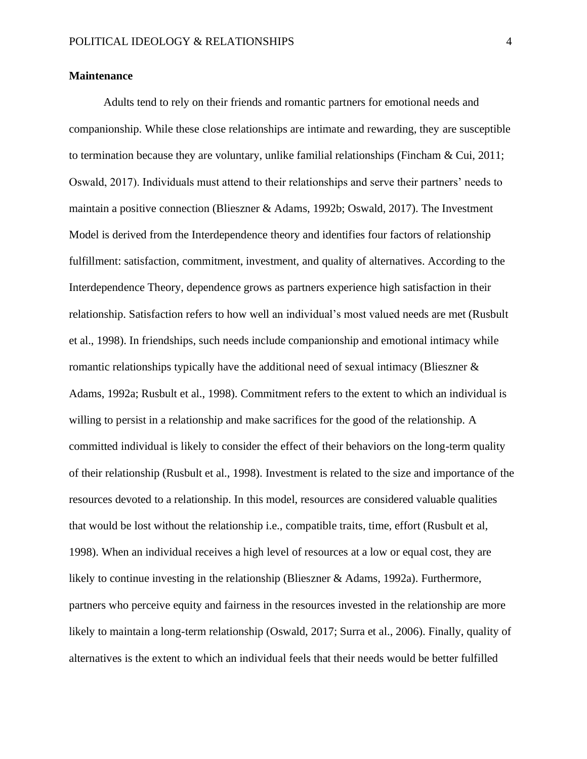**Maintenance**

Adults tend to rely on their friends and romantic partners for emotional needs and companionship. While these close relationships are intimate and rewarding, they are susceptible to termination because they are voluntary, unlike familial relationships (Fincham & Cui, 2011; Oswald, 2017). Individuals must attend to their relationships and serve their partners' needs to maintain a positive connection (Blieszner & Adams, 1992b; Oswald, 2017). The Investment Model is derived from the Interdependence theory and identifies four factors of relationship fulfillment: satisfaction, commitment, investment, and quality of alternatives. According to the Interdependence Theory, dependence grows as partners experience high satisfaction in their relationship. Satisfaction refers to how well an individual's most valued needs are met (Rusbult et al., 1998). In friendships, such needs include companionship and emotional intimacy while romantic relationships typically have the additional need of sexual intimacy (Blieszner & Adams, 1992a; Rusbult et al., 1998). Commitment refers to the extent to which an individual is willing to persist in a relationship and make sacrifices for the good of the relationship. A committed individual is likely to consider the effect of their behaviors on the long-term quality of their relationship (Rusbult et al., 1998). Investment is related to the size and importance of the resources devoted to a relationship. In this model, resources are considered valuable qualities that would be lost without the relationship i.e., compatible traits, time, effort (Rusbult et al, 1998). When an individual receives a high level of resources at a low or equal cost, they are likely to continue investing in the relationship (Blieszner & Adams, 1992a). Furthermore, partners who perceive equity and fairness in the resources invested in the relationship are more likely to maintain a long-term relationship (Oswald, 2017; Surra et al., 2006). Finally, quality of alternatives is the extent to which an individual feels that their needs would be better fulfilled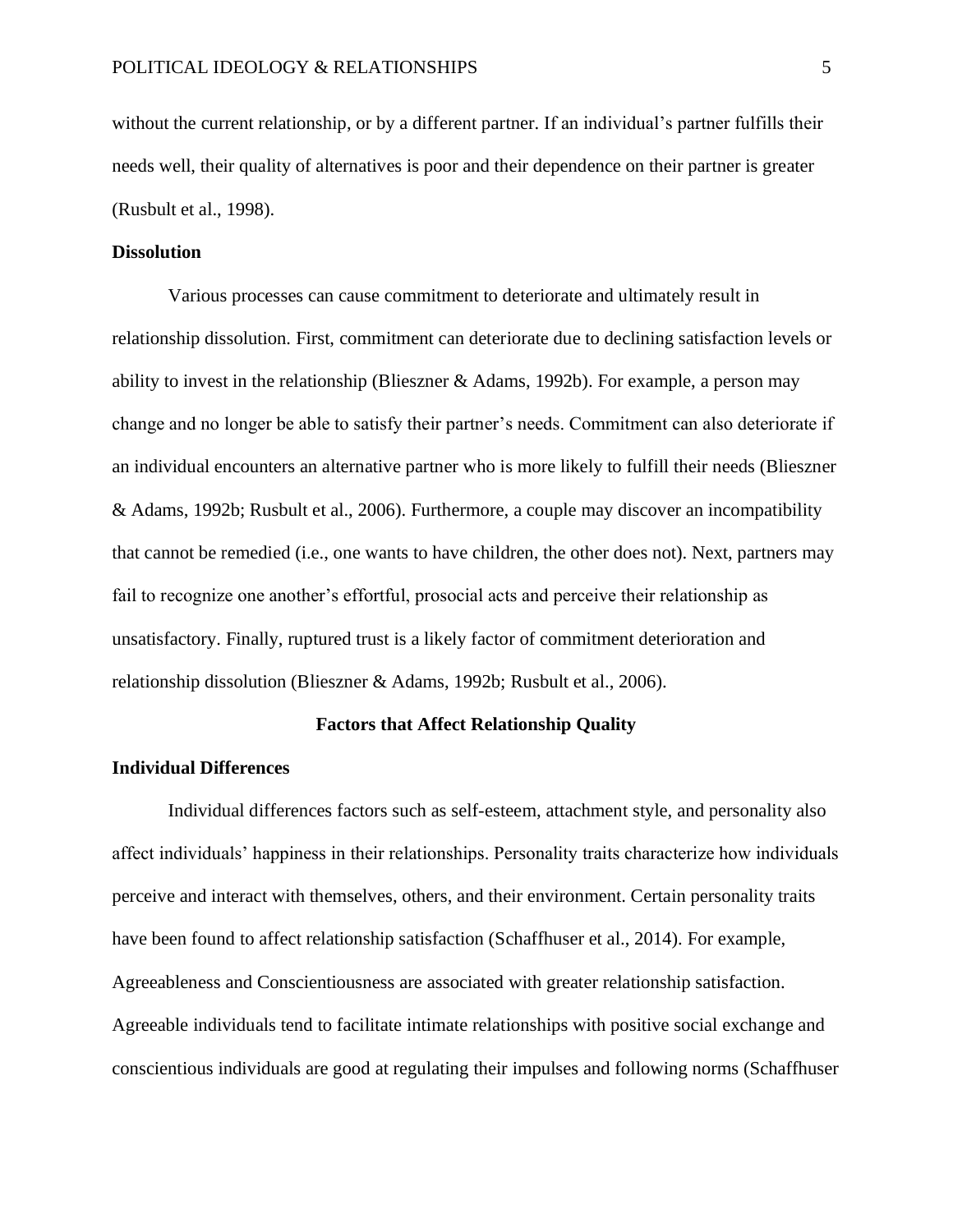without the current relationship, or by a different partner. If an individual's partner fulfills their needs well, their quality of alternatives is poor and their dependence on their partner is greater (Rusbult et al., 1998).

### Dissolution

Various processes can cause commitment to deteriorate and ultimately result in relationship dissolution. First, commitment can deteriorate due to declining satisfaction levels or ability to invest in the relationship (Blieszner & Adams, 1992b). For example, a person may change and no longer be able to satisfy their partner's needs. Commitment can also deteriorate if an individual encounters an alternative partner who is more likely to fulfill their needs (Blieszner & Adams, 1992b; Rusbult et al., 2006). Furthermore, a couple may discover an incompatibility that cannot be remedied (i.e., one wants to have children, the other does not). Next, partners may fail to recognize one another's effortful, prosocial acts and perceive their relationship as unsatisfactory. Finally, ruptured trust is a likely factor of commitment deterioration and relationship dissolution (Blieszner & Adams, 1992b; Rusbult et al., 2006).

## Factors that Affect Relationship Quality

### Individual Differences

Individual differences factors such as self-esteem, attachment style, and personality also affect individuals' happiness in their relationships. Personality traits characterize how individuals perceive and interact with themselves, others, and their environment. Certain personality traits have been found to affect relationship satisfaction (Schaffhuser et al., 2014). For example, Agreeableness and Conscientiousness are associated with greater relationship satisfaction. Agreeable individuals tend to facilitate intimate relationships with positive social exchange and conscientious individuals are good at regulating their impulses and following norms (Schaffhuser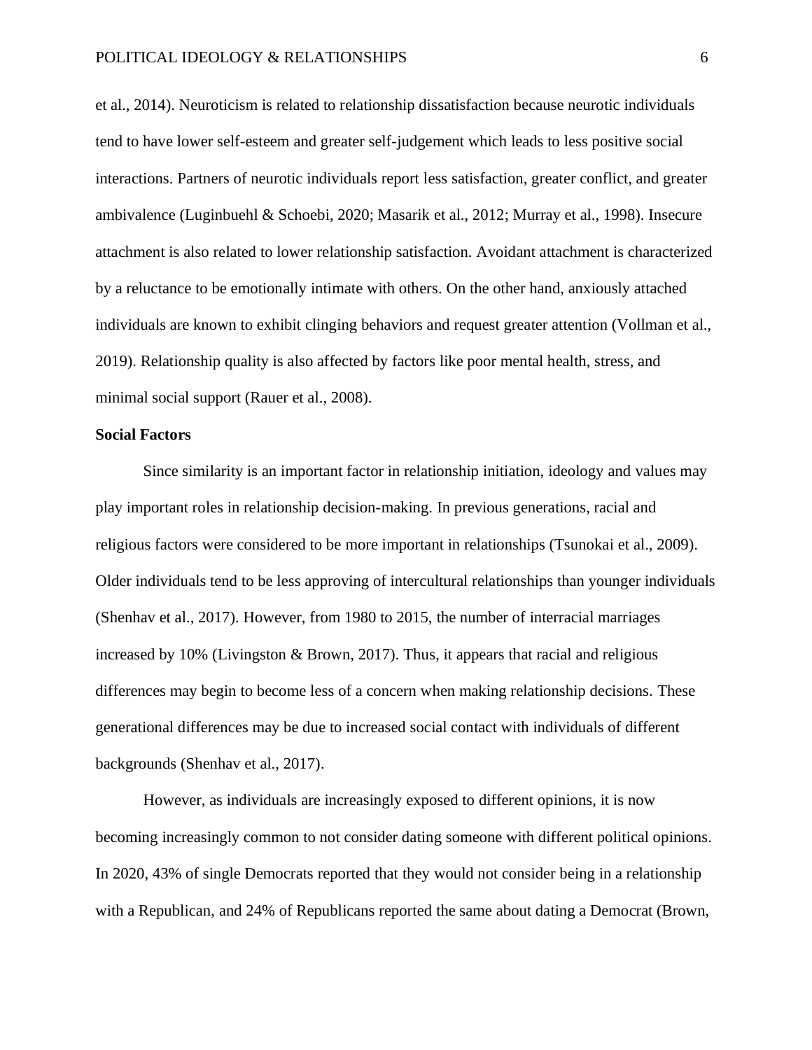et al., 2014). Neuroticism is related to relationship dissatisfaction because neurotic individuals tend to have lower self-esteem and greater self-judgement which leads to less positive social interactions. Partners of neurotic individuals report less satisfaction, greater conflict, and greater ambivalence (Luginbuehl & Schoebi, 2020; Masarik et al., 2012; Murray et al., 1998). Insecure attachment is also related to lower relationship satisfaction. Avoidant attachment is characterized by a reluctance to be emotionally intimate with others. On the other hand, anxiously attached individuals are known to exhibit clinging behaviors and request greater attention (Vollman et al., 2019). Relationship quality is also affected by factors like poor mental health, stress, and minimal social support (Rauer et al., 2008).

**Social Factors**

Since similarity is an important factor in relationship initiation, ideology and values may play important roles in relationship decision-making. In previous generations, racial and religious factors were considered to be more important in relationships (Tsunokai et al., 2009). Older individuals tend to be less approving of intercultural relationships than younger individuals (Shenhav et al., 2017). However, from 1980 to 2015, the number of interracial marriages increased by 10% (Livingston & Brown, 2017). Thus, it appears that racial and religious differences may begin to become less of a concern when making relationship decisions. These generational differences may be due to increased social contact with individuals of different backgrounds (Shenhav et al., 2017).

However, as individuals are increasingly exposed to different opinions, it is now becoming increasingly common to not consider dating someone with different political opinions. In 2020, 43% of single Democrats reported that they would not consider being in a relationship with a Republican, and 24% of Republicans reported the same about dating a Democrat (Brown,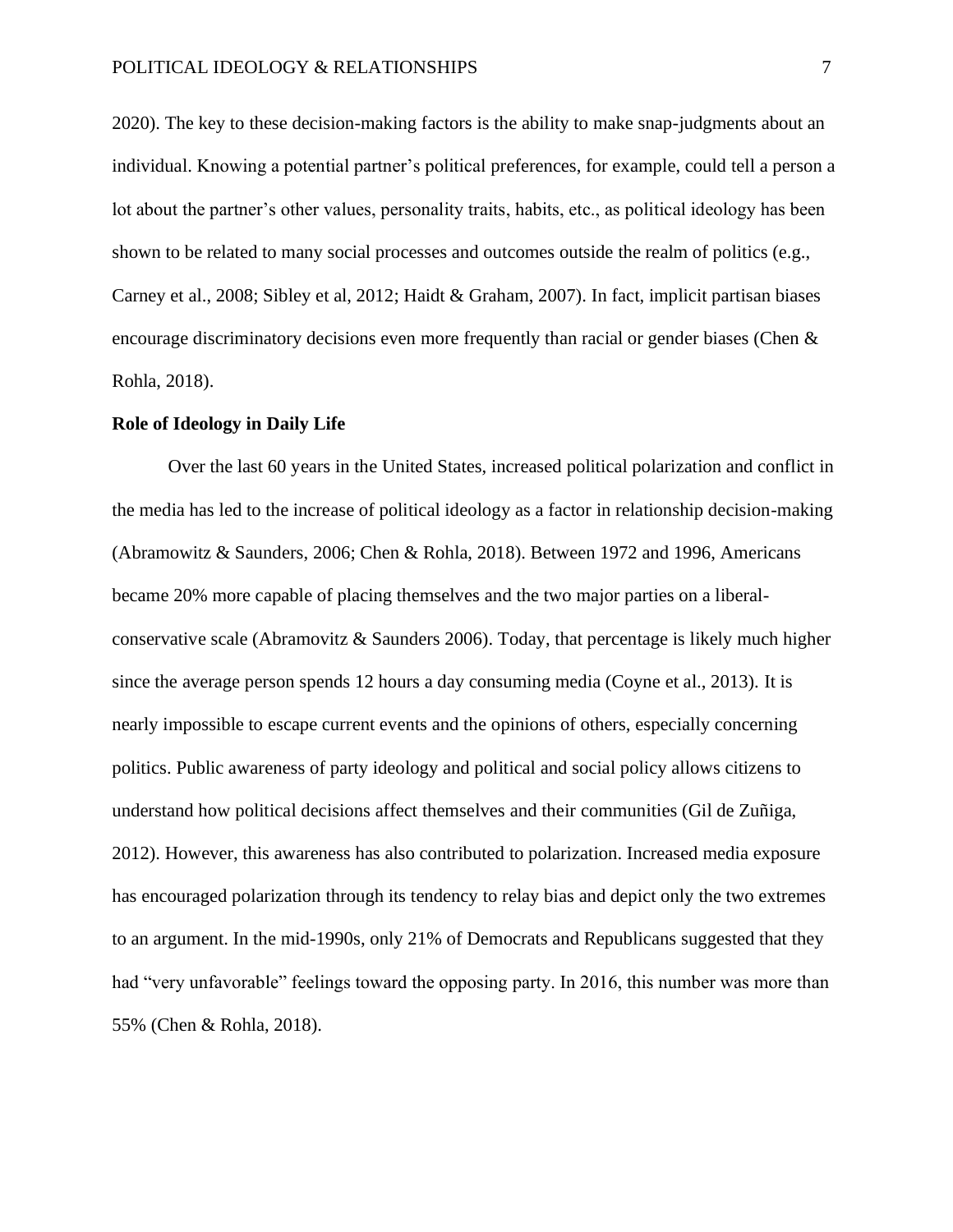2020). The key to these decision-making factors is the ability to make snap-judgments about an individual. Knowing a potential partner's political preferences, for example, could tell a person a lot about the partner's other values, personality traits, habits, etc., as political ideology has been shown to be related to many social processes and outcomes outside the realm of politics (e.g., Carney et al., 2008; Sibley et al, 2012; Haidt & Graham, 2007). In fact, implicit partisan biases encourage discriminatory decisions even more frequently than racial or gender biases (Chen & Rohla, 2018).

**Role of Ideology in Daily Life**

Over the last 60 years in the United States, increased political polarization and conflict in the media has led to the increase of political ideology as a factor in relationship decision-making (Abramowitz & Saunders, 2006; Chen & Rohla, 2018). Between 1972 and 1996, Americans became 20% more capable of placing themselves and the two major parties on a liberal-conservative scale (Abramovitz & Saunders 2006). Today, that percentage is likely much higher since the average person spends 12 hours a day consuming media (Coyne et al., 2013). It is nearly impossible to escape current events and the opinions of others, especially concerning politics. Public awareness of party ideology and political and social policy allows citizens to understand how political decisions affect themselves and their communities (Gil de Zuñiga, 2012). However, this awareness has also contributed to polarization. Increased media exposure has encouraged polarization through its tendency to relay bias and depict only the two extremes to an argument. In the mid-1990s, only 21% of Democrats and Republicans suggested that they had "very unfavorable" feelings toward the opposing party. In 2016, this number was more than 55% (Chen & Rohla, 2018).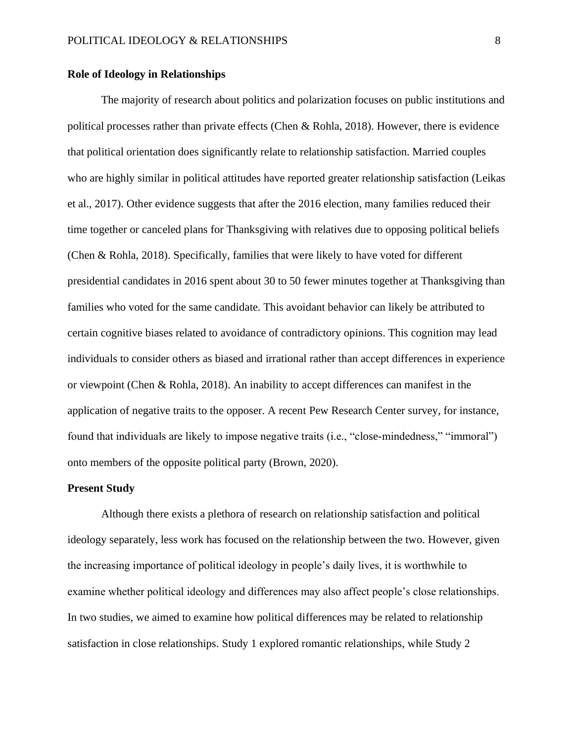**Role of Ideology in Relationships**

The majority of research about politics and polarization focuses on public institutions and political processes rather than private effects (Chen & Rohla, 2018). However, there is evidence that political orientation does significantly relate to relationship satisfaction. Married couples who are highly similar in political attitudes have reported greater relationship satisfaction (Leikas et al., 2017). Other evidence suggests that after the 2016 election, many families reduced their time together or canceled plans for Thanksgiving with relatives due to opposing political beliefs (Chen & Rohla, 2018). Specifically, families that were likely to have voted for different presidential candidates in 2016 spent about 30 to 50 fewer minutes together at Thanksgiving than families who voted for the same candidate. This avoidant behavior can likely be attributed to certain cognitive biases related to avoidance of contradictory opinions. This cognition may lead individuals to consider others as biased and irrational rather than accept differences in experience or viewpoint (Chen & Rohla, 2018). An inability to accept differences can manifest in the application of negative traits to the opposer. A recent Pew Research Center survey, for instance, found that individuals are likely to impose negative traits (i.e., "close-mindedness," "immoral") onto members of the opposite political party (Brown, 2020).

**Present Study**

Although there exists a plethora of research on relationship satisfaction and political ideology separately, less work has focused on the relationship between the two. However, given the increasing importance of political ideology in people's daily lives, it is worthwhile to examine whether political ideology and differences may also affect people's close relationships. In two studies, we aimed to examine how political differences may be related to relationship satisfaction in close relationships. Study 1 explored romantic relationships, while Study 2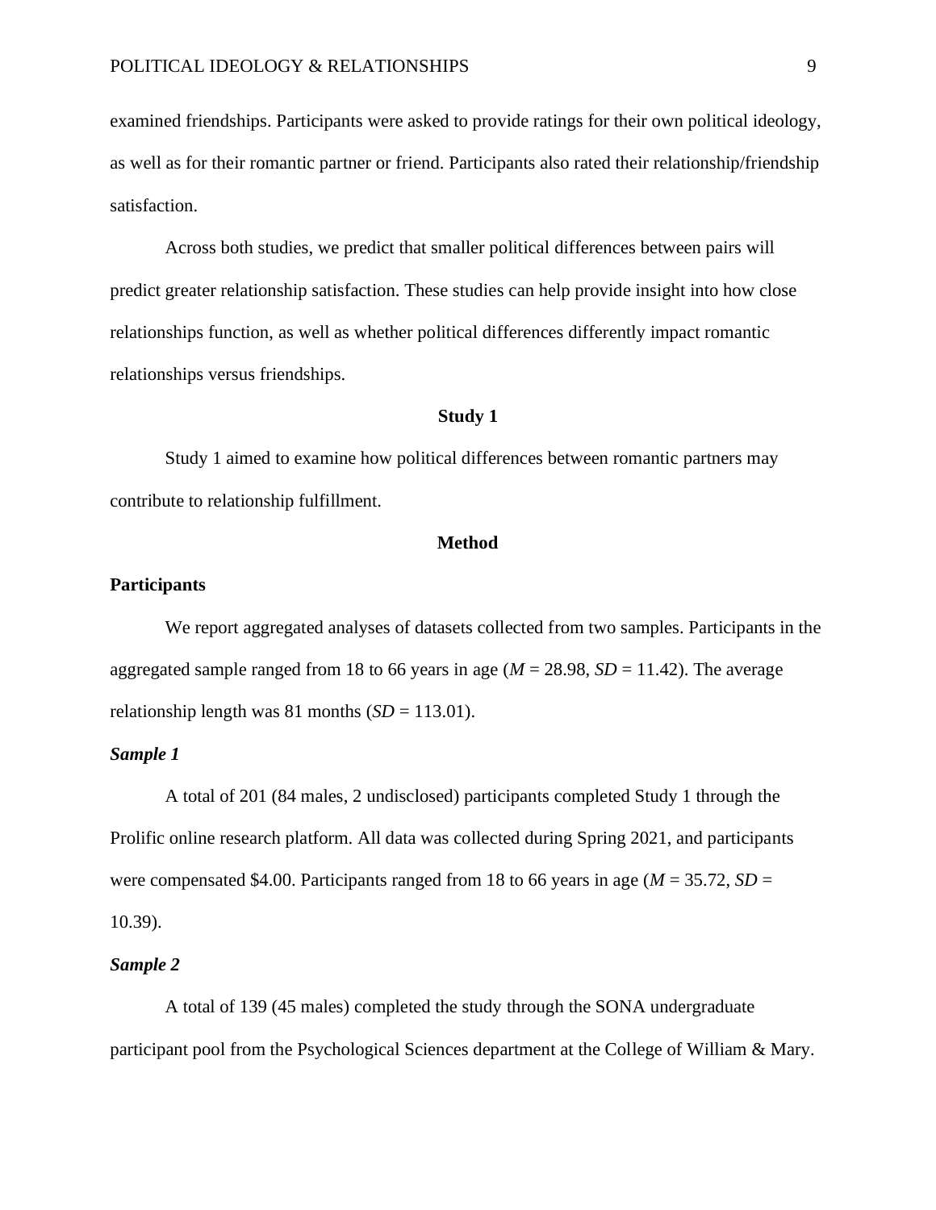examined friendships. Participants were asked to provide ratings for their own political ideology, as well as for their romantic partner or friend. Participants also rated their relationship/friendship satisfaction.

Across both studies, we predict that smaller political differences between pairs will predict greater relationship satisfaction. These studies can help provide insight into how close relationships function, as well as whether political differences differently impact romantic relationships versus friendships.

## Study 1

Study 1 aimed to examine how political differences between romantic partners may contribute to relationship fulfillment.

## Method

### Participants

We report aggregated analyses of datasets collected from two samples. Participants in the aggregated sample ranged from 18 to 66 years in age ($M$ = 28.98, $SD$ = 11.42). The average relationship length was 81 months ($SD$ = 113.01).

#### *Sample 1*

A total of 201 (84 males, 2 undisclosed) participants completed Study 1 through the Prolific online research platform. All data was collected during Spring 2021, and participants were compensated $4.00. Participants ranged from 18 to 66 years in age ($M$ = 35.72, $SD$ = 10.39).

#### *Sample 2*

A total of 139 (45 males) completed the study through the SONA undergraduate participant pool from the Psychological Sciences department at the College of William & Mary.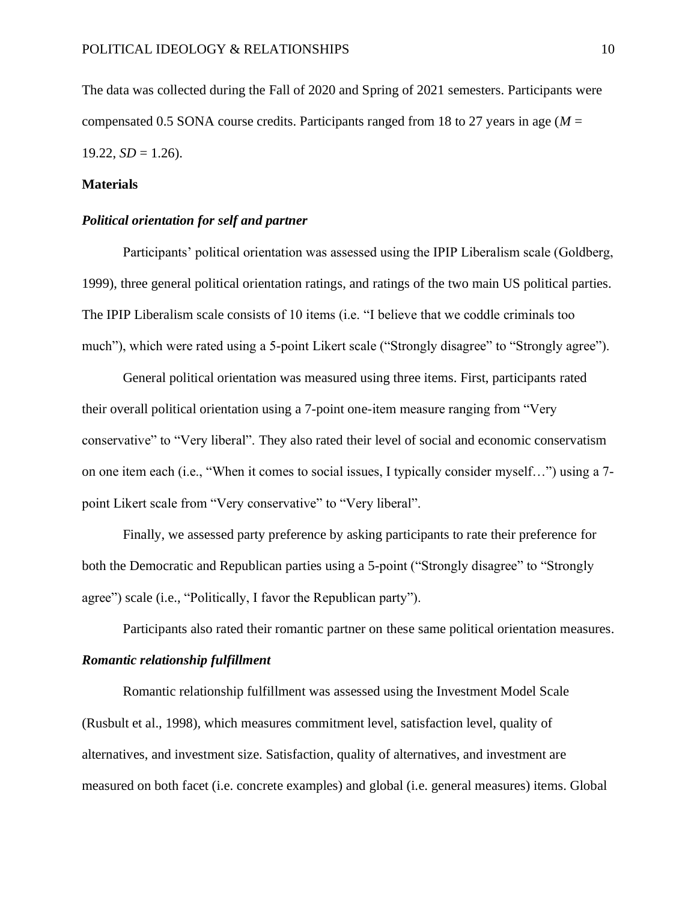The data was collected during the Fall of 2020 and Spring of 2021 semesters. Participants were compensated 0.5 SONA course credits. Participants ranged from 18 to 27 years in age (*M* = 19.22, *SD* = 1.26).

### Materials

#### *Political orientation for self and partner*

Participants' political orientation was assessed using the IPIP Liberalism scale (Goldberg, 1999), three general political orientation ratings, and ratings of the two main US political parties. The IPIP Liberalism scale consists of 10 items (i.e. "I believe that we coddle criminals too much"), which were rated using a 5-point Likert scale ("Strongly disagree" to "Strongly agree").

General political orientation was measured using three items. First, participants rated their overall political orientation using a 7-point one-item measure ranging from "Very conservative" to "Very liberal". They also rated their level of social and economic conservatism on one item each (i.e., "When it comes to social issues, I typically consider myself…") using a 7-point Likert scale from "Very conservative" to "Very liberal".

Finally, we assessed party preference by asking participants to rate their preference for both the Democratic and Republican parties using a 5-point ("Strongly disagree" to "Strongly agree") scale (i.e., "Politically, I favor the Republican party").

Participants also rated their romantic partner on these same political orientation measures.

#### *Romantic relationship fulfillment*

Romantic relationship fulfillment was assessed using the Investment Model Scale (Rusbult et al., 1998), which measures commitment level, satisfaction level, quality of alternatives, and investment size. Satisfaction, quality of alternatives, and investment are measured on both facet (i.e. concrete examples) and global (i.e. general measures) items. Global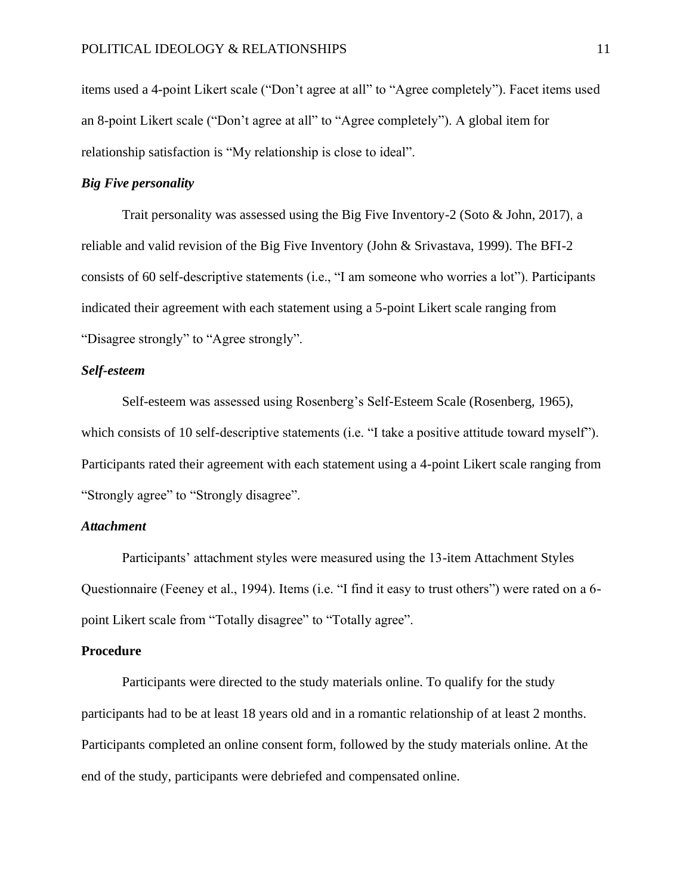items used a 4-point Likert scale (“Don’t agree at all” to “Agree completely”). Facet items used an 8-point Likert scale (“Don’t agree at all” to “Agree completely”). A global item for relationship satisfaction is “My relationship is close to ideal”.

### *Big Five personality*

Trait personality was assessed using the Big Five Inventory-2 (Soto & John, 2017), a reliable and valid revision of the Big Five Inventory (John & Srivastava, 1999). The BFI-2 consists of 60 self-descriptive statements (i.e., “I am someone who worries a lot”). Participants indicated their agreement with each statement using a 5-point Likert scale ranging from “Disagree strongly” to “Agree strongly”.

### *Self-esteem*

Self-esteem was assessed using Rosenberg’s Self-Esteem Scale (Rosenberg, 1965), which consists of 10 self-descriptive statements (i.e. “I take a positive attitude toward myself”). Participants rated their agreement with each statement using a 4-point Likert scale ranging from “Strongly agree” to “Strongly disagree”.

### *Attachment*

Participants’ attachment styles were measured using the 13-item Attachment Styles Questionnaire (Feeney et al., 1994). Items (i.e. “I find it easy to trust others”) were rated on a 6-point Likert scale from “Totally disagree” to “Totally agree”.

## **Procedure**

Participants were directed to the study materials online. To qualify for the study participants had to be at least 18 years old and in a romantic relationship of at least 2 months. Participants completed an online consent form, followed by the study materials online. At the end of the study, participants were debriefed and compensated online.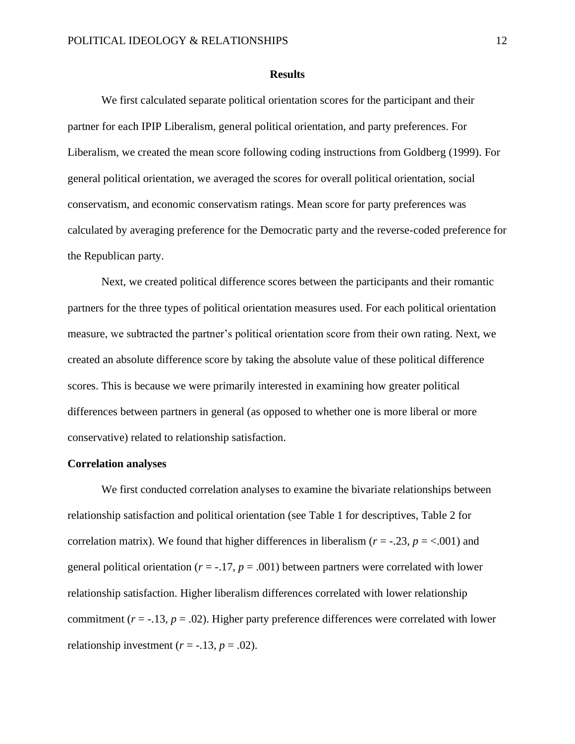## Results

We first calculated separate political orientation scores for the participant and their partner for each IPIP Liberalism, general political orientation, and party preferences. For Liberalism, we created the mean score following coding instructions from Goldberg (1999). For general political orientation, we averaged the scores for overall political orientation, social conservatism, and economic conservatism ratings. Mean score for party preferences was calculated by averaging preference for the Democratic party and the reverse-coded preference for the Republican party.

Next, we created political difference scores between the participants and their romantic partners for the three types of political orientation measures used. For each political orientation measure, we subtracted the partner's political orientation score from their own rating. Next, we created an absolute difference score by taking the absolute value of these political difference scores. This is because we were primarily interested in examining how greater political differences between partners in general (as opposed to whether one is more liberal or more conservative) related to relationship satisfaction.

### Correlation analyses

We first conducted correlation analyses to examine the bivariate relationships between relationship satisfaction and political orientation (see Table 1 for descriptives, Table 2 for correlation matrix). We found that higher differences in liberalism ($r = -.23$, $p = <.001$) and general political orientation ($r = -.17$, $p = .001$) between partners were correlated with lower relationship satisfaction. Higher liberalism differences correlated with lower relationship commitment ($r = -.13$, $p = .02$). Higher party preference differences were correlated with lower relationship investment ($r = -.13$, $p = .02$).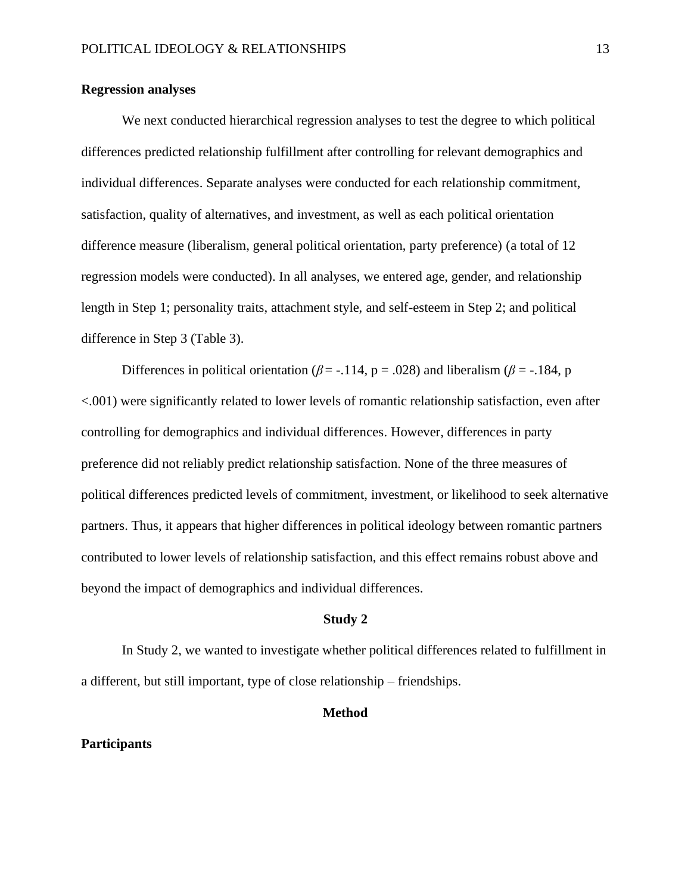**Regression analyses**

We next conducted hierarchical regression analyses to test the degree to which political differences predicted relationship fulfillment after controlling for relevant demographics and individual differences. Separate analyses were conducted for each relationship commitment, satisfaction, quality of alternatives, and investment, as well as each political orientation difference measure (liberalism, general political orientation, party preference) (a total of 12 regression models were conducted). In all analyses, we entered age, gender, and relationship length in Step 1; personality traits, attachment style, and self-esteem in Step 2; and political difference in Step 3 (Table 3).

Differences in political orientation ($\beta$ = -.114, p = .028) and liberalism ($\beta$ = -.184, p <.001) were significantly related to lower levels of romantic relationship satisfaction, even after controlling for demographics and individual differences. However, differences in party preference did not reliably predict relationship satisfaction. None of the three measures of political differences predicted levels of commitment, investment, or likelihood to seek alternative partners. Thus, it appears that higher differences in political ideology between romantic partners contributed to lower levels of relationship satisfaction, and this effect remains robust above and beyond the impact of demographics and individual differences.

## Study 2

In Study 2, we wanted to investigate whether political differences related to fulfillment in a different, but still important, type of close relationship – friendships.

### Method

**Participants**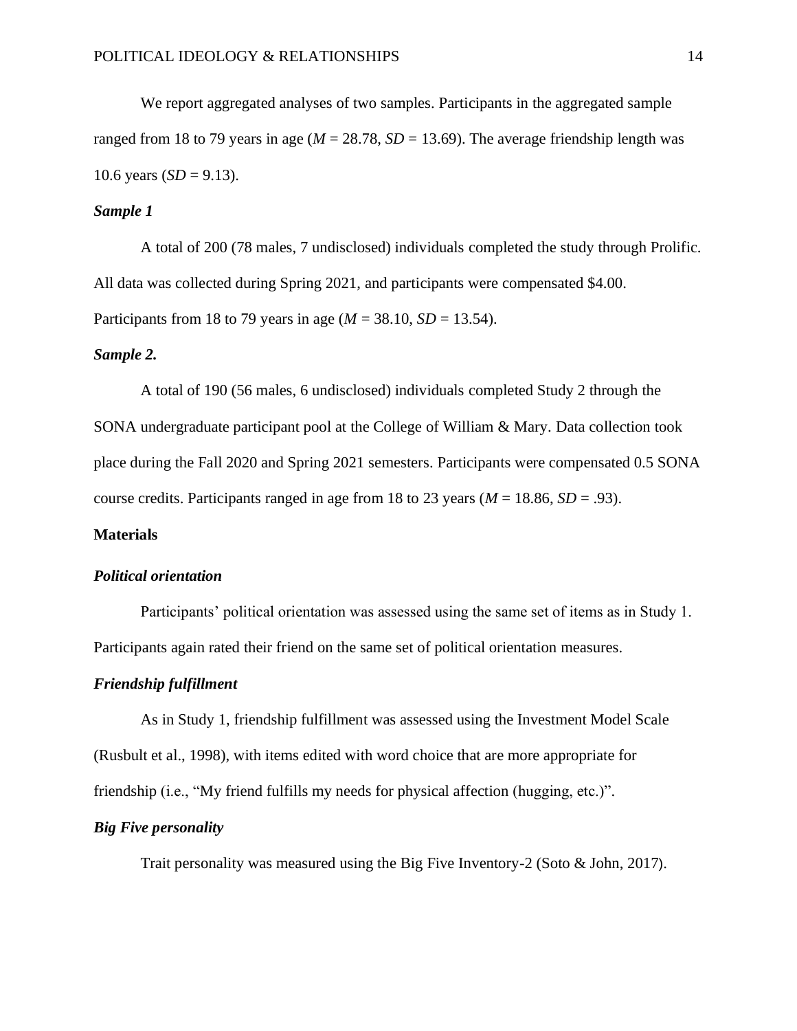We report aggregated analyses of two samples. Participants in the aggregated sample ranged from 18 to 79 years in age (*M* = 28.78, *SD* = 13.69). The average friendship length was 10.6 years (*SD* = 9.13).

### *Sample 1*

A total of 200 (78 males, 7 undisclosed) individuals completed the study through Prolific. All data was collected during Spring 2021, and participants were compensated $4.00. Participants from 18 to 79 years in age (*M* = 38.10, *SD* = 13.54).

### *Sample 2.*

A total of 190 (56 males, 6 undisclosed) individuals completed Study 2 through the SONA undergraduate participant pool at the College of William & Mary. Data collection took place during the Fall 2020 and Spring 2021 semesters. Participants were compensated 0.5 SONA course credits. Participants ranged in age from 18 to 23 years (*M* = 18.86, *SD* = .93).

## Materials

### *Political orientation*

Participants' political orientation was assessed using the same set of items as in Study 1. Participants again rated their friend on the same set of political orientation measures.

### *Friendship fulfillment*

As in Study 1, friendship fulfillment was assessed using the Investment Model Scale (Rusbult et al., 1998), with items edited with word choice that are more appropriate for friendship (i.e., "My friend fulfills my needs for physical affection (hugging, etc.)".

### *Big Five personality*

Trait personality was measured using the Big Five Inventory-2 (Soto & John, 2017).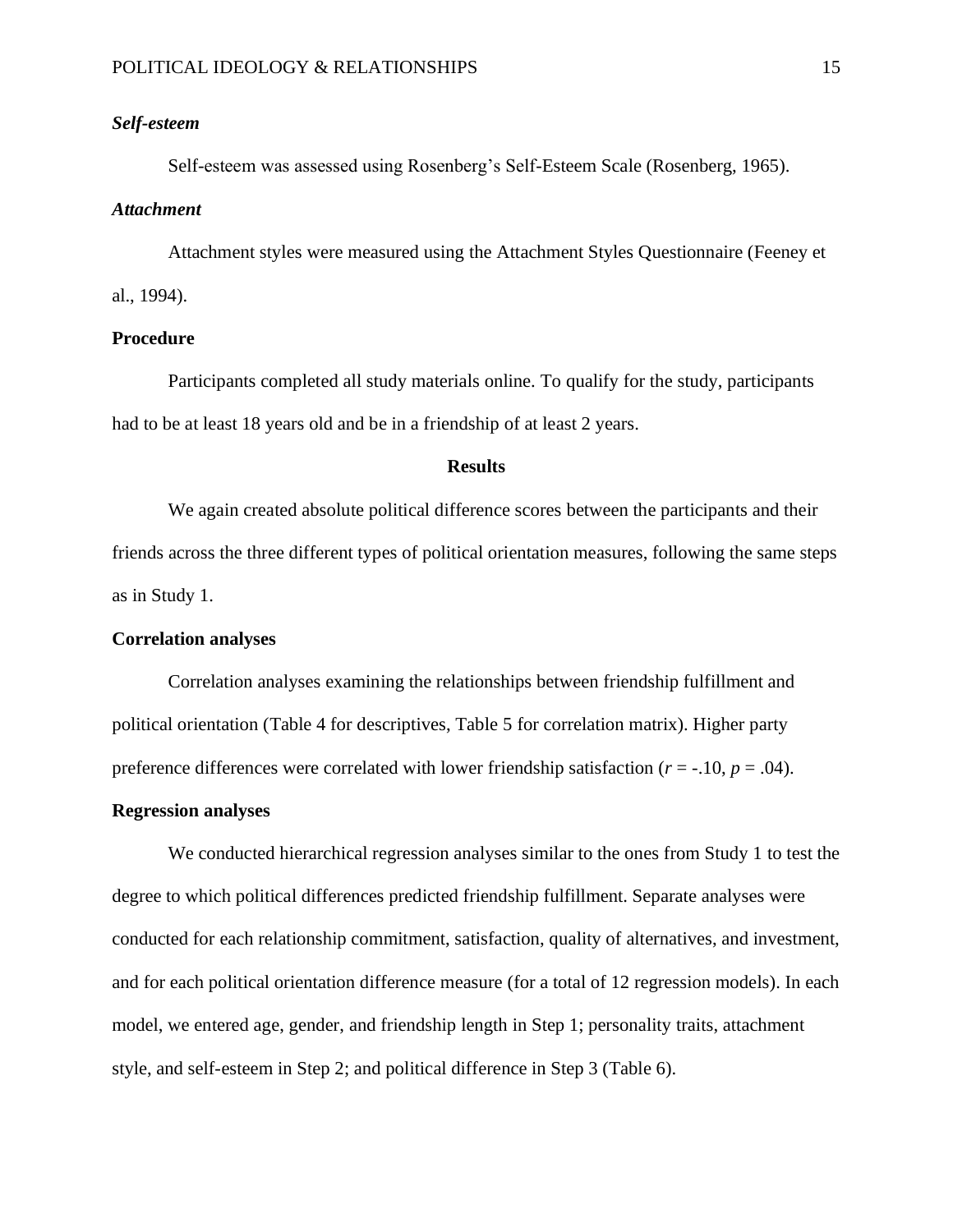### *Self-esteem*

Self-esteem was assessed using Rosenberg's Self-Esteem Scale (Rosenberg, 1965).

### *Attachment*

Attachment styles were measured using the Attachment Styles Questionnaire (Feeney et al., 1994).

## Procedure

Participants completed all study materials online. To qualify for the study, participants had to be at least 18 years old and be in a friendship of at least 2 years.

# Results

We again created absolute political difference scores between the participants and their friends across the three different types of political orientation measures, following the same steps as in Study 1.

## Correlation analyses

Correlation analyses examining the relationships between friendship fulfillment and political orientation (Table 4 for descriptives, Table 5 for correlation matrix). Higher party preference differences were correlated with lower friendship satisfaction ($r = -.10$, $p = .04$).

## Regression analyses

We conducted hierarchical regression analyses similar to the ones from Study 1 to test the degree to which political differences predicted friendship fulfillment. Separate analyses were conducted for each relationship commitment, satisfaction, quality of alternatives, and investment, and for each political orientation difference measure (for a total of 12 regression models). In each model, we entered age, gender, and friendship length in Step 1; personality traits, attachment style, and self-esteem in Step 2; and political difference in Step 3 (Table 6).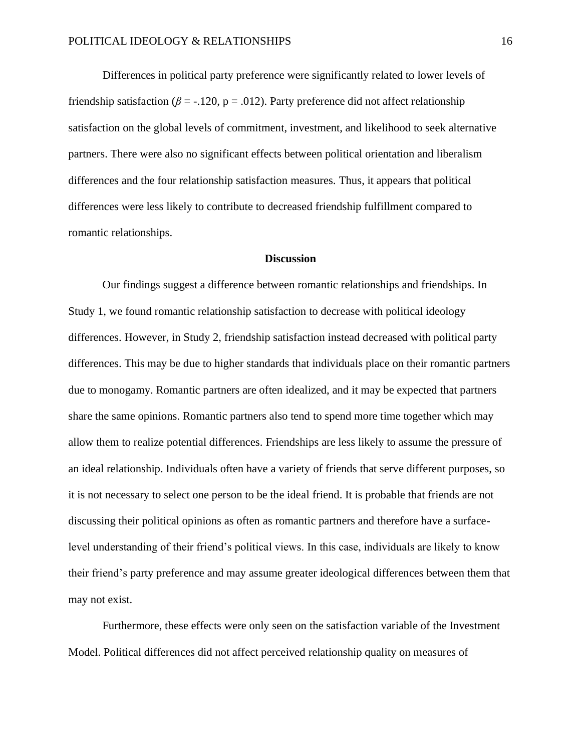Differences in political party preference were significantly related to lower levels of friendship satisfaction ($\beta = -.120$, $p = .012$). Party preference did not affect relationship satisfaction on the global levels of commitment, investment, and likelihood to seek alternative partners. There were also no significant effects between political orientation and liberalism differences and the four relationship satisfaction measures. Thus, it appears that political differences were less likely to contribute to decreased friendship fulfillment compared to romantic relationships.

## Discussion

Our findings suggest a difference between romantic relationships and friendships. In Study 1, we found romantic relationship satisfaction to decrease with political ideology differences. However, in Study 2, friendship satisfaction instead decreased with political party differences. This may be due to higher standards that individuals place on their romantic partners due to monogamy. Romantic partners are often idealized, and it may be expected that partners share the same opinions. Romantic partners also tend to spend more time together which may allow them to realize potential differences. Friendships are less likely to assume the pressure of an ideal relationship. Individuals often have a variety of friends that serve different purposes, so it is not necessary to select one person to be the ideal friend. It is probable that friends are not discussing their political opinions as often as romantic partners and therefore have a surface-level understanding of their friend's political views. In this case, individuals are likely to know their friend's party preference and may assume greater ideological differences between them that may not exist.

Furthermore, these effects were only seen on the satisfaction variable of the Investment Model. Political differences did not affect perceived relationship quality on measures of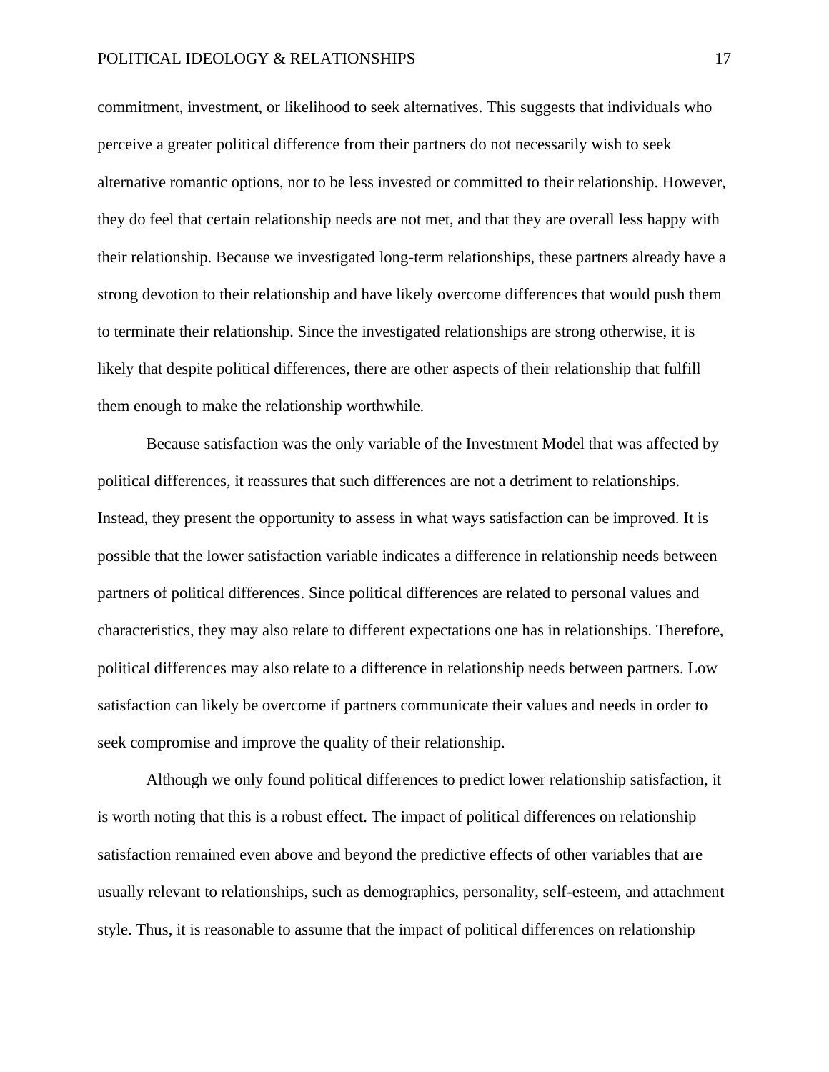commitment, investment, or likelihood to seek alternatives. This suggests that individuals who perceive a greater political difference from their partners do not necessarily wish to seek alternative romantic options, nor to be less invested or committed to their relationship. However, they do feel that certain relationship needs are not met, and that they are overall less happy with their relationship. Because we investigated long-term relationships, these partners already have a strong devotion to their relationship and have likely overcome differences that would push them to terminate their relationship. Since the investigated relationships are strong otherwise, it is likely that despite political differences, there are other aspects of their relationship that fulfill them enough to make the relationship worthwhile.

Because satisfaction was the only variable of the Investment Model that was affected by political differences, it reassures that such differences are not a detriment to relationships. Instead, they present the opportunity to assess in what ways satisfaction can be improved. It is possible that the lower satisfaction variable indicates a difference in relationship needs between partners of political differences. Since political differences are related to personal values and characteristics, they may also relate to different expectations one has in relationships. Therefore, political differences may also relate to a difference in relationship needs between partners. Low satisfaction can likely be overcome if partners communicate their values and needs in order to seek compromise and improve the quality of their relationship.

Although we only found political differences to predict lower relationship satisfaction, it is worth noting that this is a robust effect. The impact of political differences on relationship satisfaction remained even above and beyond the predictive effects of other variables that are usually relevant to relationships, such as demographics, personality, self-esteem, and attachment style. Thus, it is reasonable to assume that the impact of political differences on relationship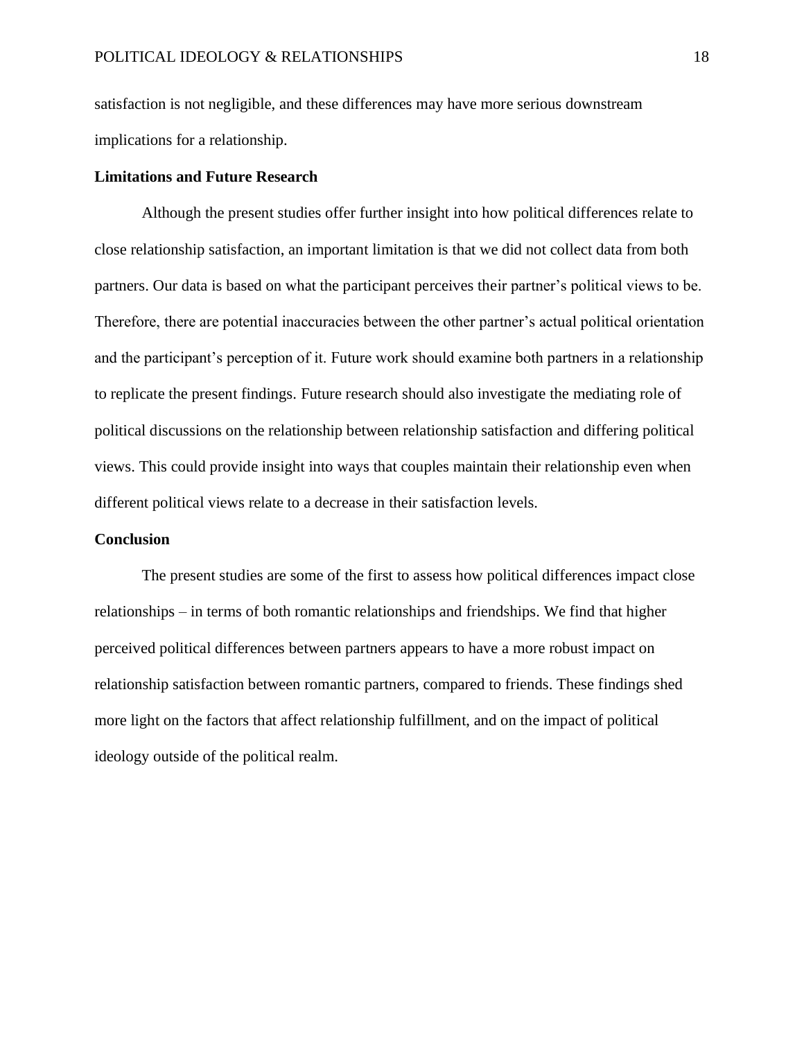satisfaction is not negligible, and these differences may have more serious downstream implications for a relationship.

## Limitations and Future Research

Although the present studies offer further insight into how political differences relate to close relationship satisfaction, an important limitation is that we did not collect data from both partners. Our data is based on what the participant perceives their partner's political views to be. Therefore, there are potential inaccuracies between the other partner's actual political orientation and the participant's perception of it. Future work should examine both partners in a relationship to replicate the present findings. Future research should also investigate the mediating role of political discussions on the relationship between relationship satisfaction and differing political views. This could provide insight into ways that couples maintain their relationship even when different political views relate to a decrease in their satisfaction levels.

## Conclusion

The present studies are some of the first to assess how political differences impact close relationships – in terms of both romantic relationships and friendships. We find that higher perceived political differences between partners appears to have a more robust impact on relationship satisfaction between romantic partners, compared to friends. These findings shed more light on the factors that affect relationship fulfillment, and on the impact of political ideology outside of the political realm.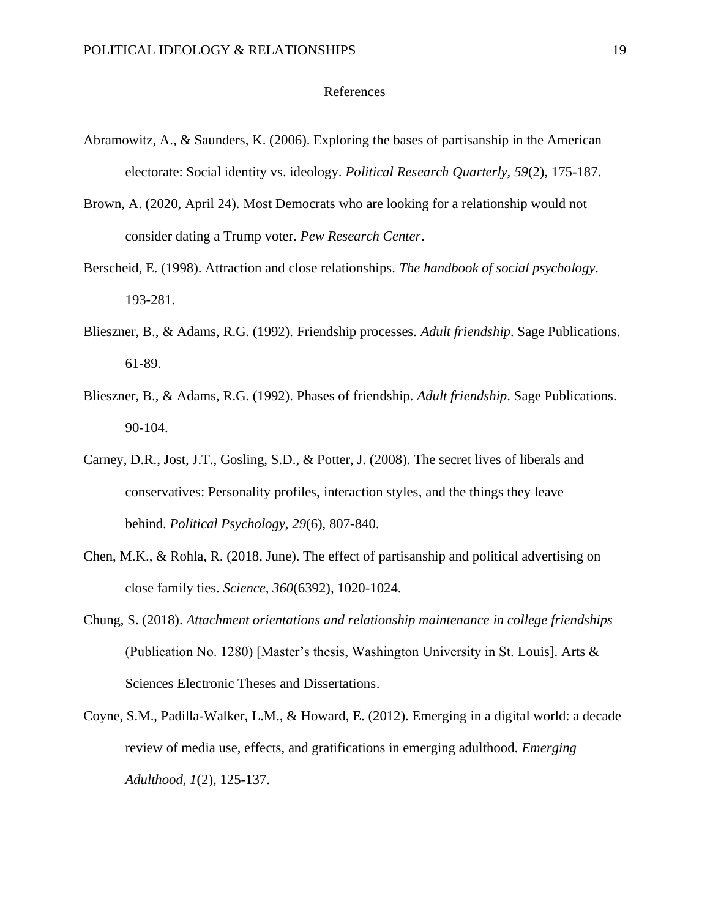# References

Abramowitz, A., & Saunders, K. (2006). Exploring the bases of partisanship in the American electorate: Social identity vs. ideology. *Political Research Quarterly, 59*(2), 175-187.

Brown, A. (2020, April 24). Most Democrats who are looking for a relationship would not consider dating a Trump voter. *Pew Research Center*.

Berscheid, E. (1998). Attraction and close relationships. *The handbook of social psychology*. 193-281.

Blieszner, B., & Adams, R.G. (1992). Friendship processes. *Adult friendship*. Sage Publications. 61-89.

Blieszner, B., & Adams, R.G. (1992). Phases of friendship. *Adult friendship*. Sage Publications. 90-104.

Carney, D.R., Jost, J.T., Gosling, S.D., & Potter, J. (2008). The secret lives of liberals and conservatives: Personality profiles, interaction styles, and the things they leave behind. *Political Psychology, 29*(6), 807-840.

Chen, M.K., & Rohla, R. (2018, June). The effect of partisanship and political advertising on close family ties. *Science, 360*(6392), 1020-1024.

Chung, S. (2018). *Attachment orientations and relationship maintenance in college friendships* (Publication No. 1280) [Master's thesis, Washington University in St. Louis]. Arts & Sciences Electronic Theses and Dissertations.

Coyne, S.M., Padilla-Walker, L.M., & Howard, E. (2012). Emerging in a digital world: a decade review of media use, effects, and gratifications in emerging adulthood. *Emerging Adulthood, 1*(2), 125-137.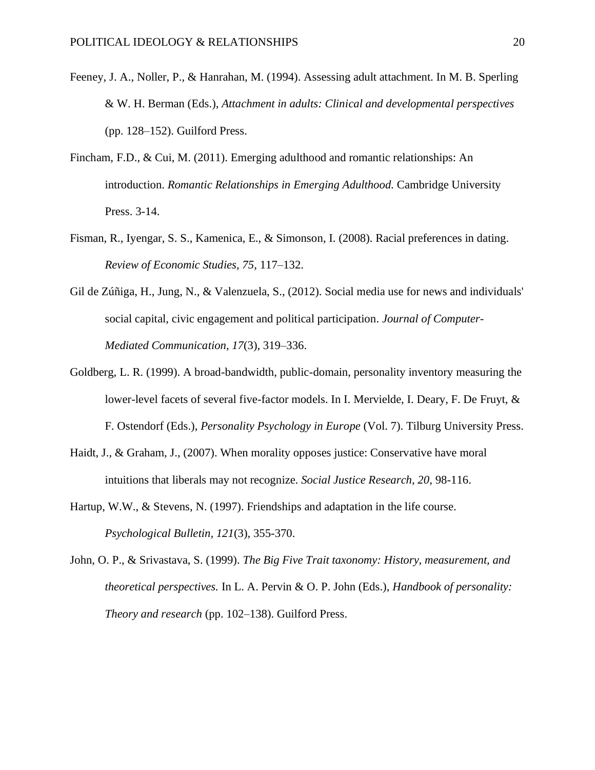Feeney, J. A., Noller, P., & Hanrahan, M. (1994). Assessing adult attachment. In M. B. Sperling & W. H. Berman (Eds.), *Attachment in adults: Clinical and developmental perspectives* (pp. 128–152). Guilford Press.

Fincham, F.D., & Cui, M. (2011). Emerging adulthood and romantic relationships: An introduction. *Romantic Relationships in Emerging Adulthood.* Cambridge University Press. 3-14.

Fisman, R., Iyengar, S. S., Kamenica, E., & Simonson, I. (2008). Racial preferences in dating. *Review of Economic Studies, 75*, 117–132.

Gil de Zúñiga, H., Jung, N., & Valenzuela, S., (2012). Social media use for news and individuals' social capital, civic engagement and political participation. *Journal of Computer-Mediated Communication*, *17*(3), 319–336.

Goldberg, L. R. (1999). A broad-bandwidth, public-domain, personality inventory measuring the lower-level facets of several five-factor models. In I. Mervielde, I. Deary, F. De Fruyt, & F. Ostendorf (Eds.), *Personality Psychology in Europe* (Vol. 7). Tilburg University Press.

Haidt, J., & Graham, J., (2007). When morality opposes justice: Conservative have moral intuitions that liberals may not recognize. *Social Justice Research, 20*, 98-116.

Hartup, W.W., & Stevens, N. (1997). Friendships and adaptation in the life course. *Psychological Bulletin, 121*(3), 355-370.

John, O. P., & Srivastava, S. (1999). *The Big Five Trait taxonomy: History, measurement, and theoretical perspectives.* In L. A. Pervin & O. P. John (Eds.), *Handbook of personality: Theory and research* (pp. 102–138). Guilford Press.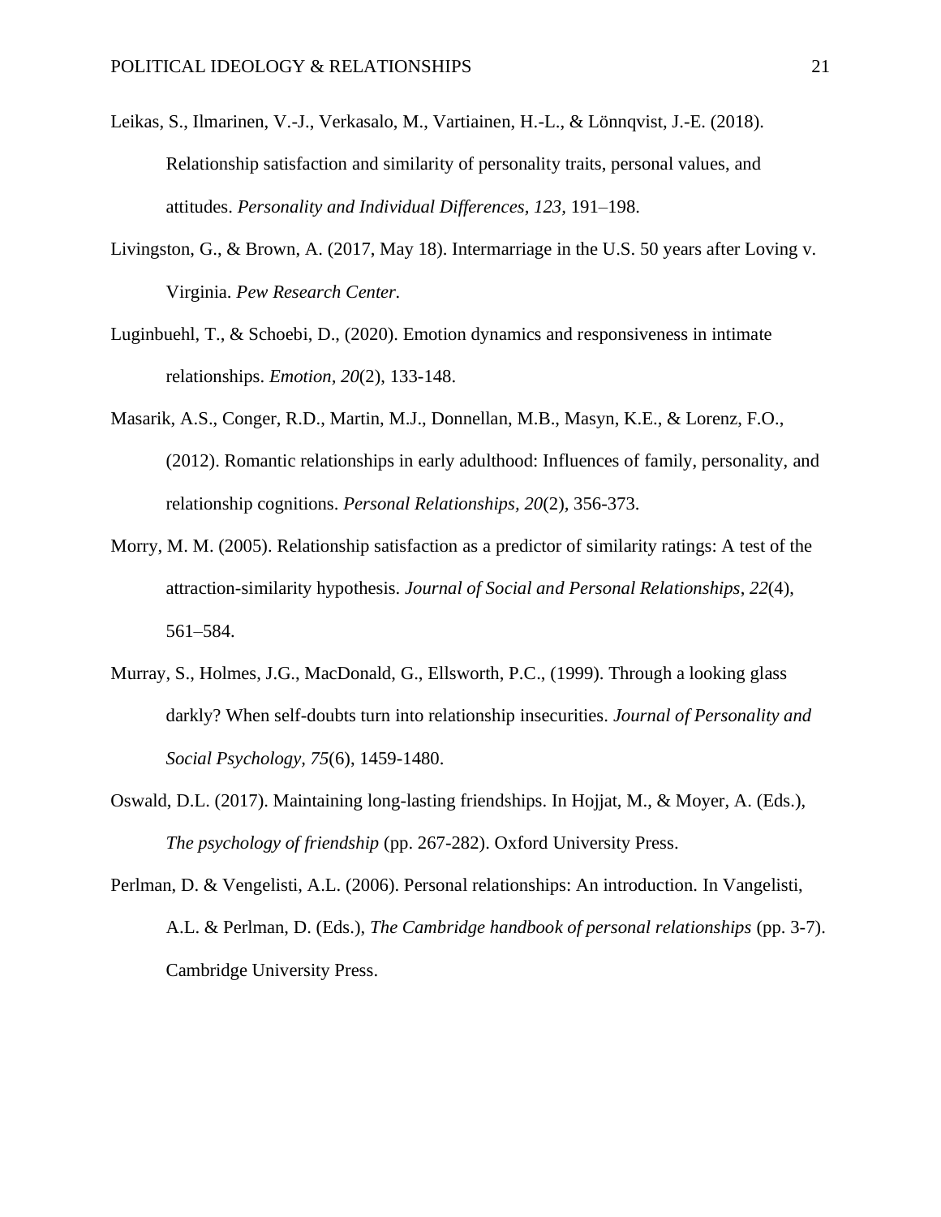Leikas, S., Ilmarinen, V.-J., Verkasalo, M., Vartiainen, H.-L., & Lönnqvist, J.-E. (2018). Relationship satisfaction and similarity of personality traits, personal values, and attitudes. *Personality and Individual Differences*, *123*, 191–198.

Livingston, G., & Brown, A. (2017, May 18). Intermarriage in the U.S. 50 years after Loving v. Virginia. *Pew Research Center.*

Luginbuehl, T., & Schoebi, D., (2020). Emotion dynamics and responsiveness in intimate relationships. *Emotion*, *20*(2), 133-148.

Masarik, A.S., Conger, R.D., Martin, M.J., Donnellan, M.B., Masyn, K.E., & Lorenz, F.O., (2012). Romantic relationships in early adulthood: Influences of family, personality, and relationship cognitions. *Personal Relationships*, *20*(2), 356-373.

Morry, M. M. (2005). Relationship satisfaction as a predictor of similarity ratings: A test of the attraction-similarity hypothesis. *Journal of Social and Personal Relationships*, *22*(4), 561–584.

Murray, S., Holmes, J.G., MacDonald, G., Ellsworth, P.C., (1999). Through a looking glass darkly? When self-doubts turn into relationship insecurities. *Journal of Personality and Social Psychology, 75*(6), 1459-1480.

Oswald, D.L. (2017). Maintaining long-lasting friendships. In Hojjat, M., & Moyer, A. (Eds.), *The psychology of friendship* (pp. 267-282). Oxford University Press.

Perlman, D. & Vengelisti, A.L. (2006). Personal relationships: An introduction. In Vangelisti, A.L. & Perlman, D. (Eds.), *The Cambridge handbook of personal relationships* (pp. 3-7). Cambridge University Press.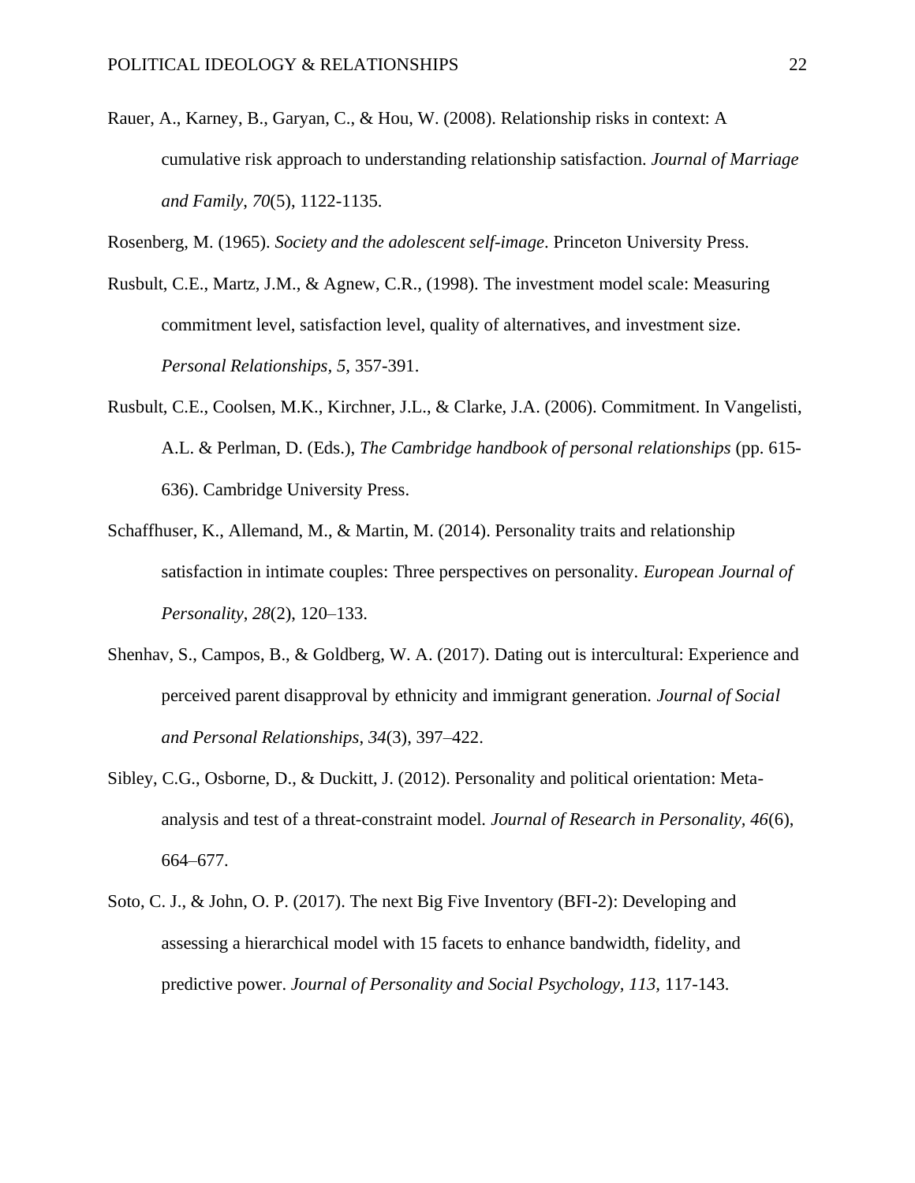Rauer, A., Karney, B., Garyan, C., & Hou, W. (2008). Relationship risks in context: A cumulative risk approach to understanding relationship satisfaction. *Journal of Marriage and Family*, *70*(5), 1122-1135.

Rosenberg, M. (1965). *Society and the adolescent self-image*. Princeton University Press.

Rusbult, C.E., Martz, J.M., & Agnew, C.R., (1998). The investment model scale: Measuring commitment level, satisfaction level, quality of alternatives, and investment size. *Personal Relationships, 5*, 357-391.

Rusbult, C.E., Coolsen, M.K., Kirchner, J.L., & Clarke, J.A. (2006). Commitment. In Vangelisti, A.L. & Perlman, D. (Eds.), *The Cambridge handbook of personal relationships* (pp. 615-636). Cambridge University Press.

Schaffhuser, K., Allemand, M., & Martin, M. (2014). Personality traits and relationship satisfaction in intimate couples: Three perspectives on personality. *European Journal of Personality*, *28*(2), 120–133.

Shenhav, S., Campos, B., & Goldberg, W. A. (2017). Dating out is intercultural: Experience and perceived parent disapproval by ethnicity and immigrant generation. *Journal of Social and Personal Relationships*, *34*(3), 397–422.

Sibley, C.G., Osborne, D., & Duckitt, J. (2012). Personality and political orientation: Meta-analysis and test of a threat-constraint model. *Journal of Research in Personality*, *46*(6), 664–677.

Soto, C. J., & John, O. P. (2017). The next Big Five Inventory (BFI-2): Developing and assessing a hierarchical model with 15 facets to enhance bandwidth, fidelity, and predictive power. *Journal of Personality and Social Psychology*, *113*, 117-143.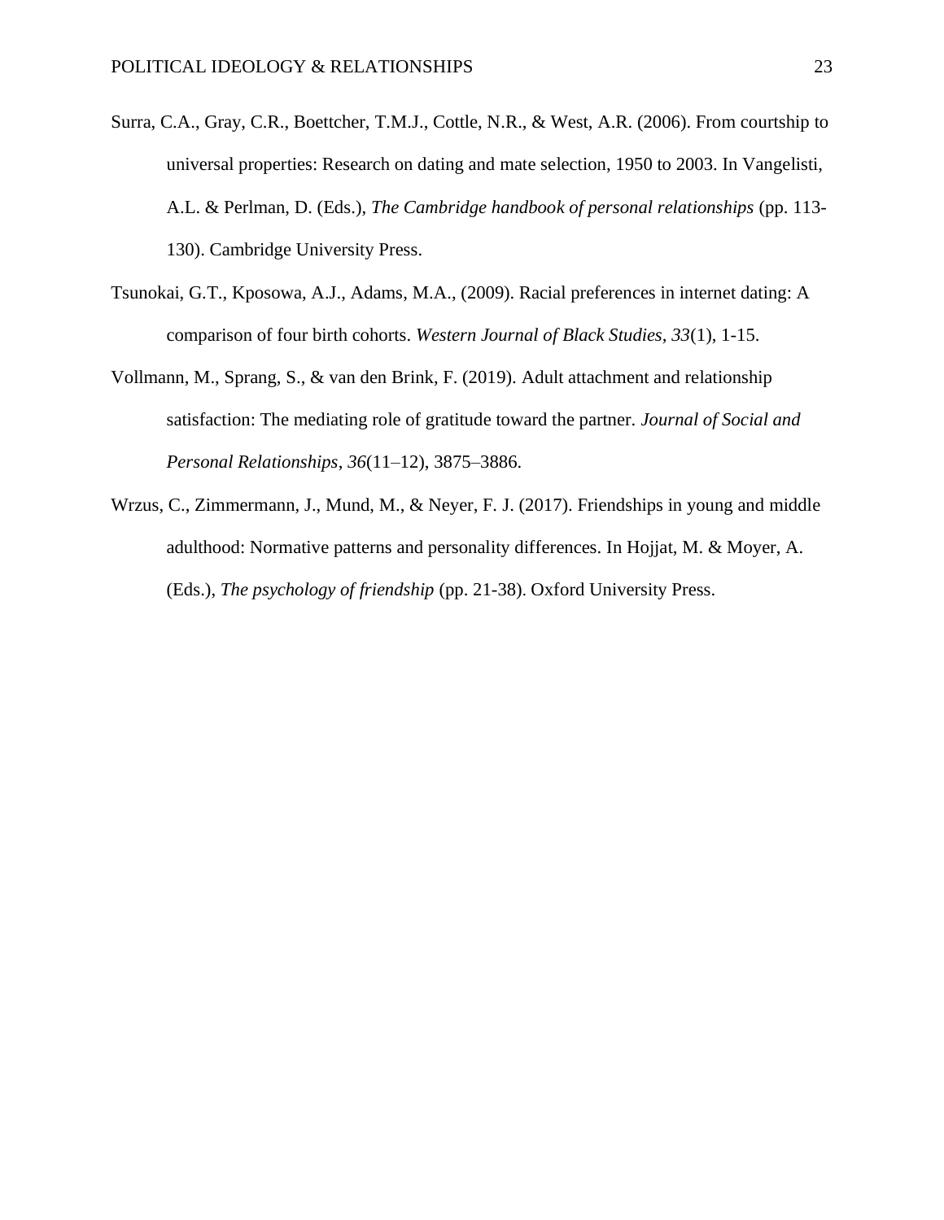Surra, C.A., Gray, C.R., Boettcher, T.M.J., Cottle, N.R., & West, A.R. (2006). From courtship to universal properties: Research on dating and mate selection, 1950 to 2003. In Vangelisti, A.L. & Perlman, D. (Eds.), *The Cambridge handbook of personal relationships* (pp. 113-130). Cambridge University Press.

Tsunokai, G.T., Kposowa, A.J., Adams, M.A., (2009). Racial preferences in internet dating: A comparison of four birth cohorts. *Western Journal of Black Studies, 33*(1), 1-15.

Vollmann, M., Sprang, S., & van den Brink, F. (2019). Adult attachment and relationship satisfaction: The mediating role of gratitude toward the partner. *Journal of Social and Personal Relationships*, *36*(11–12), 3875–3886.

Wrzus, C., Zimmermann, J., Mund, M., & Neyer, F. J. (2017). Friendships in young and middle adulthood: Normative patterns and personality differences. In Hojjat, M. & Moyer, A. (Eds.), *The psychology of friendship* (pp. 21-38). Oxford University Press.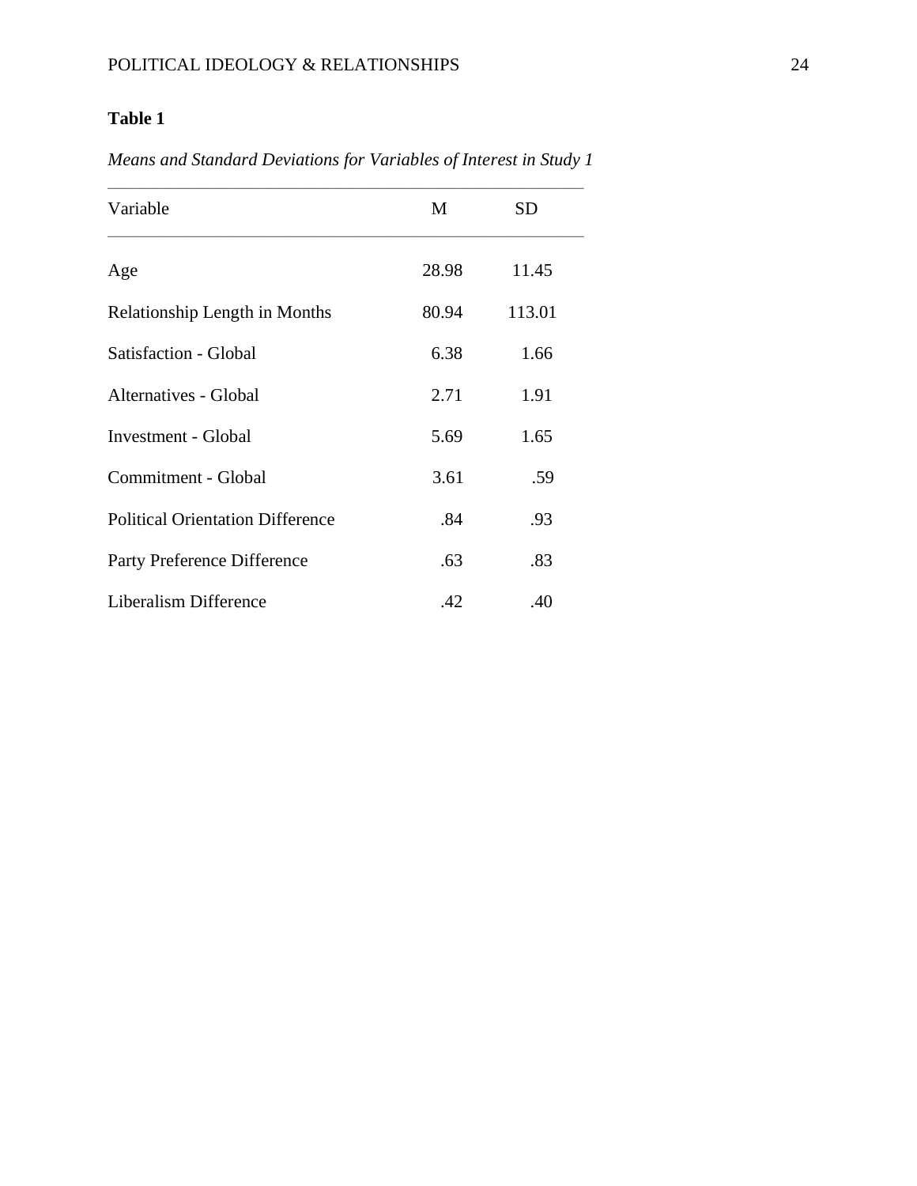**Table 1**

*Means and Standard Deviations for Variables of Interest in Study 1*

| Variable | M | SD |
|---|---|---|
| Age | 28.98 | 11.45 |
| Relationship Length in Months | 80.94 | 113.01 |
| Satisfaction - Global | 6.38 | 1.66 |
| Alternatives - Global | 2.71 | 1.91 |
| Investment - Global | 5.69 | 1.65 |
| Commitment - Global | 3.61 | .59 |
| Political Orientation Difference | .84 | .93 |
| Party Preference Difference | .63 | .83 |
| Liberalism Difference | .42 | .40 |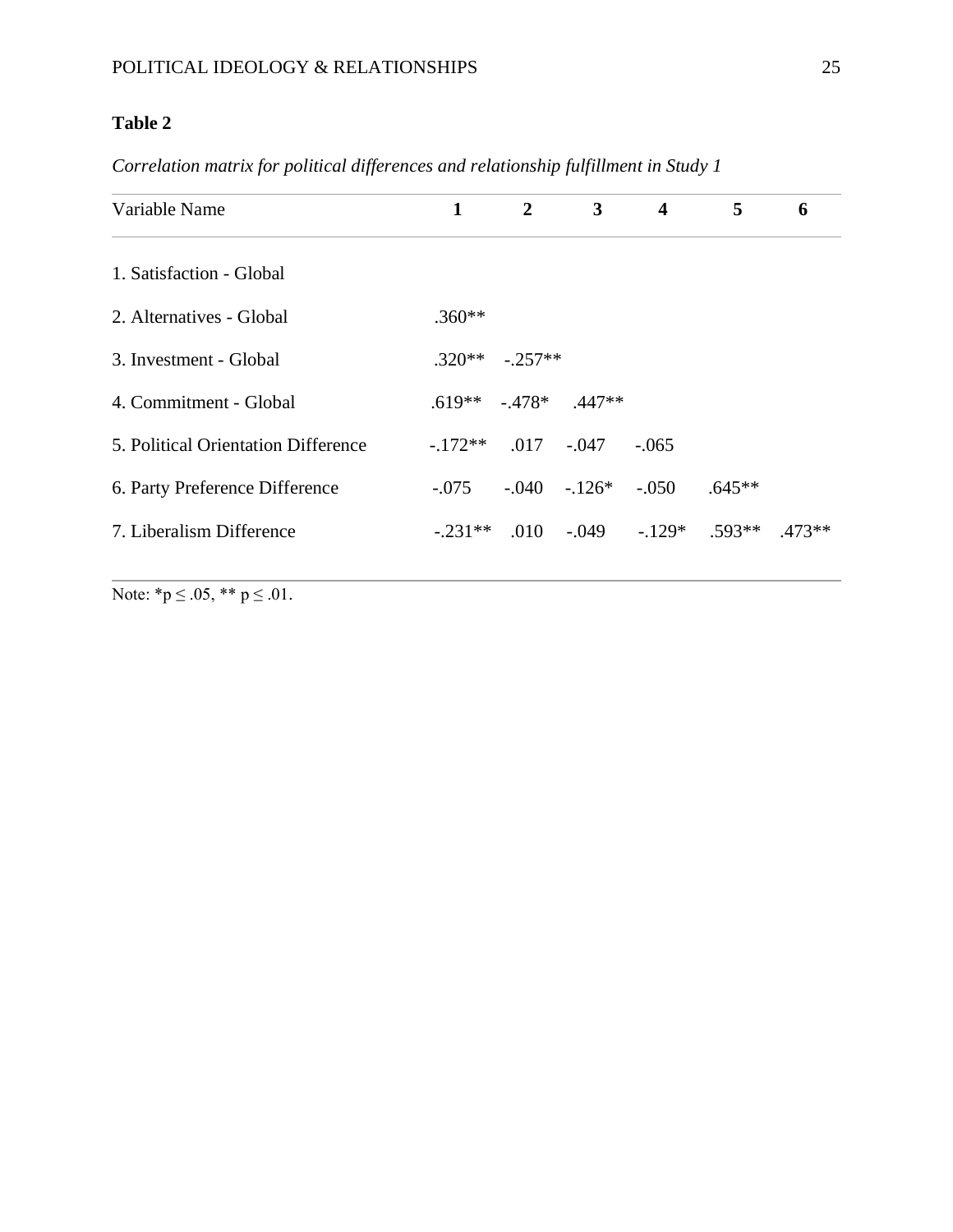**Table 2**

*Correlation matrix for political differences and relationship fulfillment in Study 1*

| Variable Name | 1 | 2 | 3 | 4 | 5 | 6 |
|---|---|---|---|---|---|---|
| 1. Satisfaction - Global | | | | | | |
| 2. Alternatives - Global | .360** | | | | | |
| 3. Investment - Global | .320** | -.257** | | | | |
| 4. Commitment - Global | .619** | -.478* | .447** | | | |
| 5. Political Orientation Difference | -.172** | .017 | -.047 | -.065 | | |
| 6. Party Preference Difference | -.075 | -.040 | -.126* | -.050 | .645** | |
| 7. Liberalism Difference | -.231** | .010 | -.049 | -.129* | .593** | .473** |

Note: *p ≤ .05, ** p ≤ .01.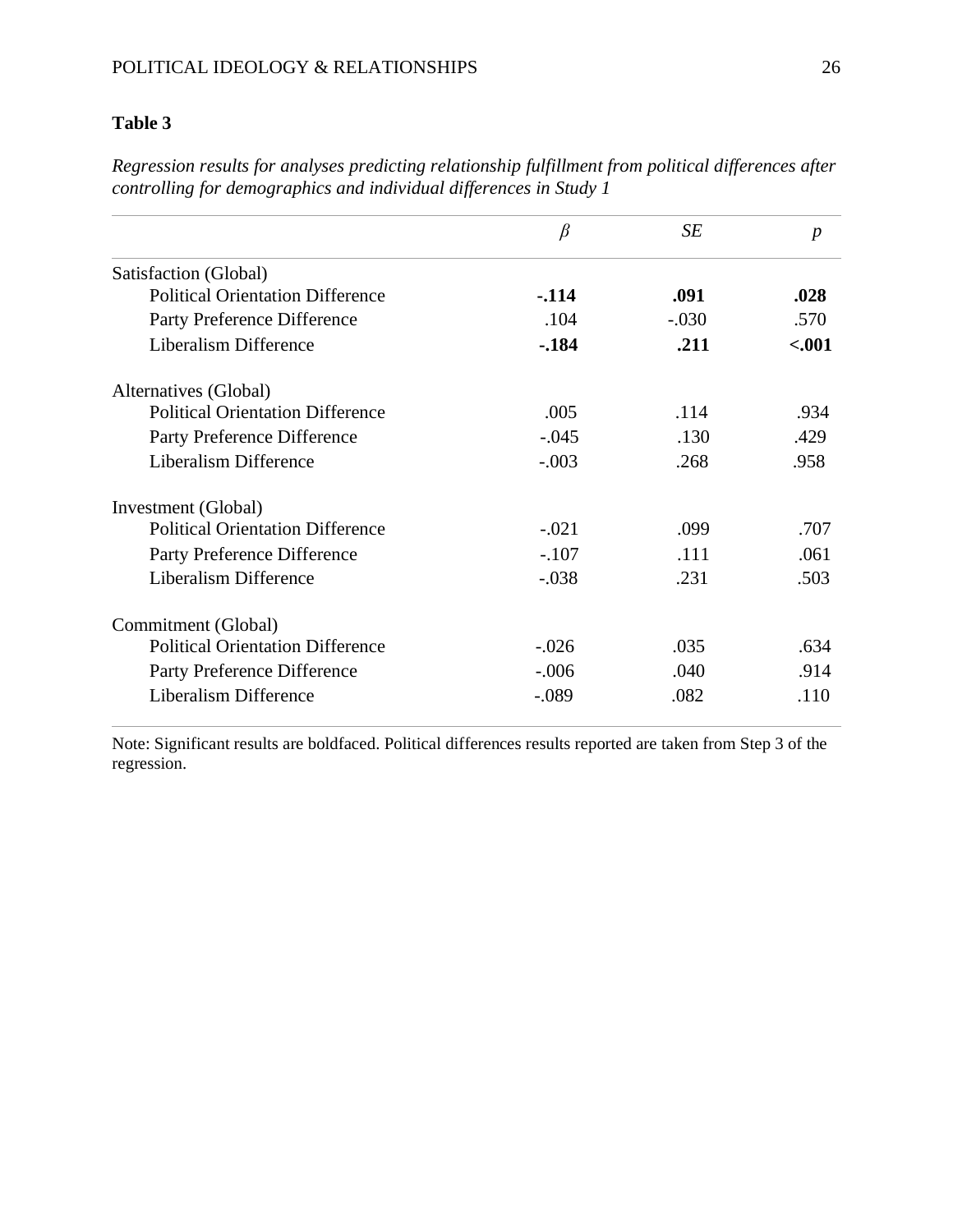**Table 3**

*Regression results for analyses predicting relationship fulfillment from political differences after controlling for demographics and individual differences in Study 1*

| | $\beta$ | *SE* | *p* |
|---|---|---|---|
| Satisfaction (Global) | | | |
| Political Orientation Difference | **-.114** | **.091** | **.028** |
| Party Preference Difference | .104 | -.030 | .570 |
| Liberalism Difference | **-.184** | **.211** | **<.001** |
| Alternatives (Global) | | | |
| Political Orientation Difference | .005 | .114 | .934 |
| Party Preference Difference | -.045 | .130 | .429 |
| Liberalism Difference | -.003 | .268 | .958 |
| Investment (Global) | | | |
| Political Orientation Difference | -.021 | .099 | .707 |
| Party Preference Difference | -.107 | .111 | .061 |
| Liberalism Difference | -.038 | .231 | .503 |
| Commitment (Global) | | | |
| Political Orientation Difference | -.026 | .035 | .634 |
| Party Preference Difference | -.006 | .040 | .914 |
| Liberalism Difference | -.089 | .082 | .110 |

Note: Significant results are boldfaced. Political differences results reported are taken from Step 3 of the regression.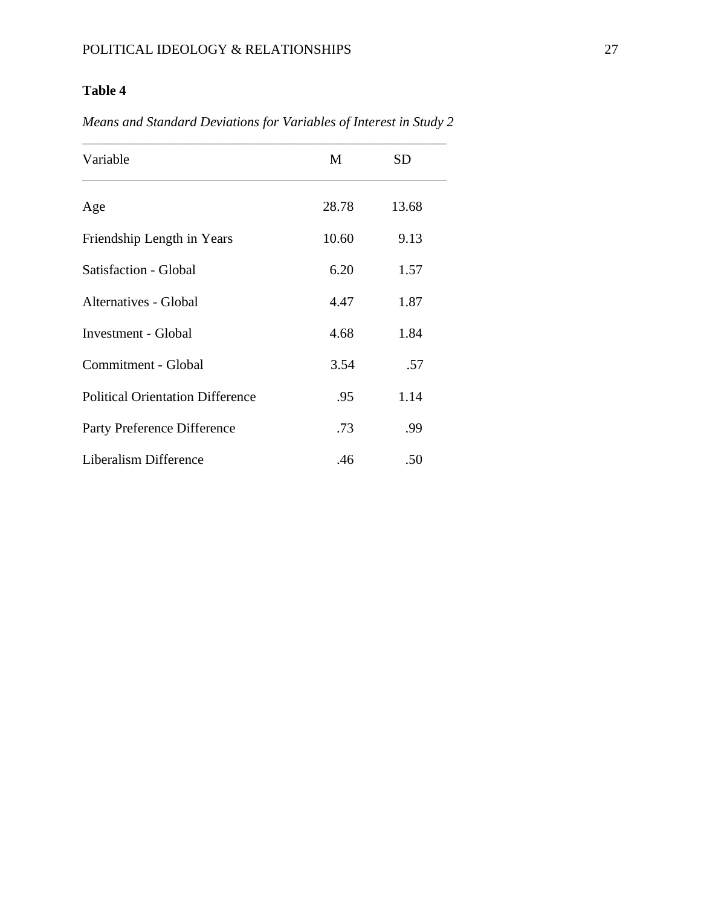**Table 4**

*Means and Standard Deviations for Variables of Interest in Study 2*

| Variable | M | SD |
| --- | --- | --- |
| Age | 28.78 | 13.68 |
| Friendship Length in Years | 10.60 | 9.13 |
| Satisfaction - Global | 6.20 | 1.57 |
| Alternatives - Global | 4.47 | 1.87 |
| Investment - Global | 4.68 | 1.84 |
| Commitment - Global | 3.54 | .57 |
| Political Orientation Difference | .95 | 1.14 |
| Party Preference Difference | .73 | .99 |
| Liberalism Difference | .46 | .50 |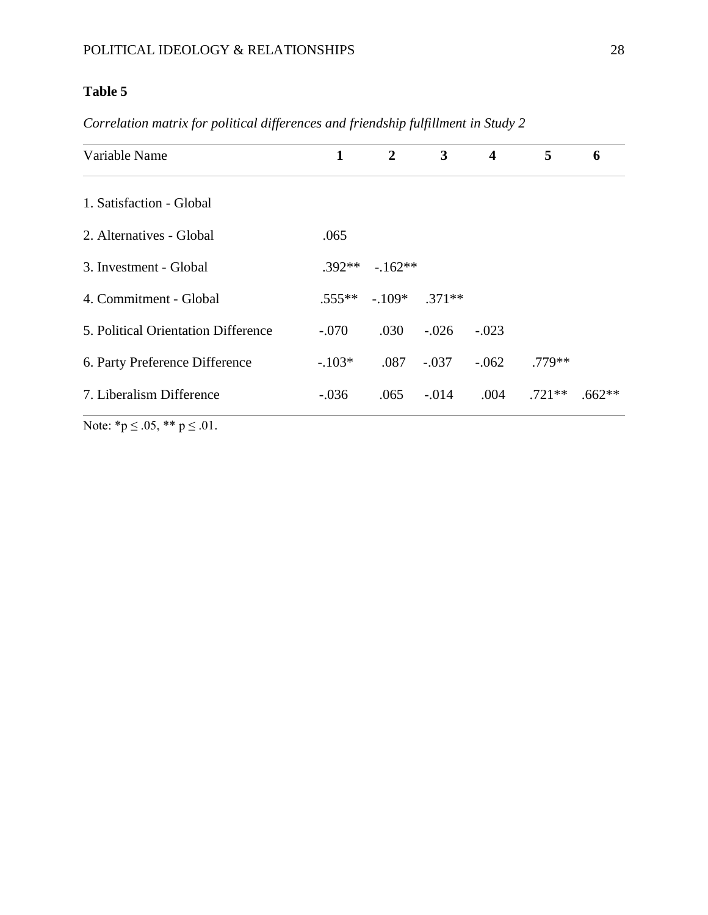**Table 5**

*Correlation matrix for political differences and friendship fulfillment in Study 2*

| Variable Name | 1 | 2 | 3 | 4 | 5 | 6 |
|---|---|---|---|---|---|---|
| 1. Satisfaction - Global | | | | | | |
| 2. Alternatives - Global | .065 | | | | | |
| 3. Investment - Global | .392** | -.162** | | | | |
| 4. Commitment - Global | .555** | -.109* | .371** | | | |
| 5. Political Orientation Difference | -.070 | .030 | -.026 | -.023 | | |
| 6. Party Preference Difference | -.103* | .087 | -.037 | -.062 | .779** | |
| 7. Liberalism Difference | -.036 | .065 | -.014 | .004 | .721** | .662** |

Note: *p ≤ .05, ** p ≤ .01.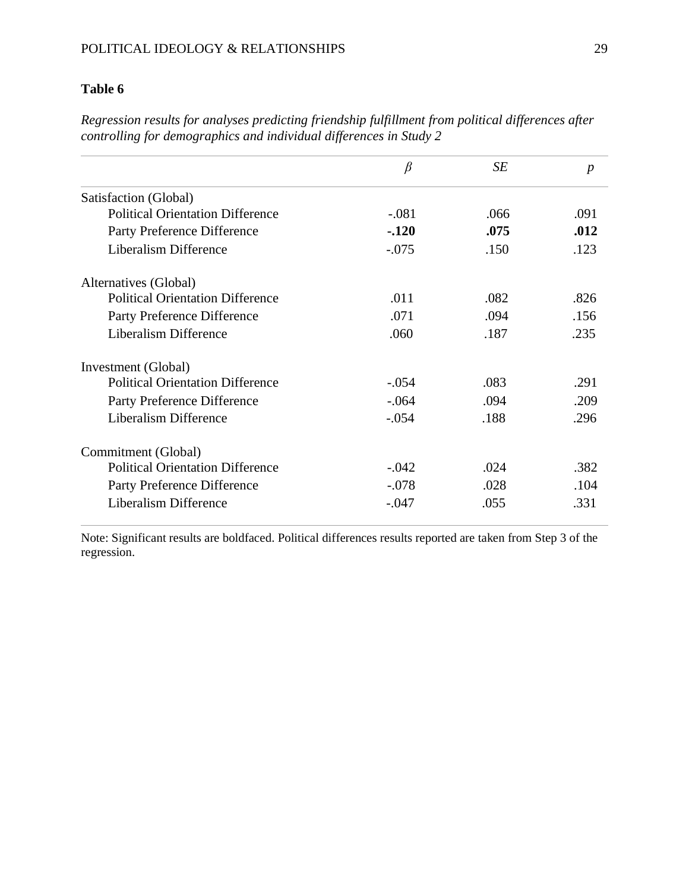**Table 6**

*Regression results for analyses predicting friendship fulfillment from political differences after controlling for demographics and individual differences in Study 2*

| | $\beta$ | *SE* | *p* |
|---|---|---|---|
| Satisfaction (Global) | | | |
| Political Orientation Difference | -.081 | .066 | .091 |
| Party Preference Difference | **-.120** | **.075** | **.012** |
| Liberalism Difference | -.075 | .150 | .123 |
| Alternatives (Global) | | | |
| Political Orientation Difference | .011 | .082 | .826 |
| Party Preference Difference | .071 | .094 | .156 |
| Liberalism Difference | .060 | .187 | .235 |
| Investment (Global) | | | |
| Political Orientation Difference | -.054 | .083 | .291 |
| Party Preference Difference | -.064 | .094 | .209 |
| Liberalism Difference | -.054 | .188 | .296 |
| Commitment (Global) | | | |
| Political Orientation Difference | -.042 | .024 | .382 |
| Party Preference Difference | -.078 | .028 | .104 |
| Liberalism Difference | -.047 | .055 | .331 |

Note: Significant results are boldfaced. Political differences results reported are taken from Step 3 of the regression.